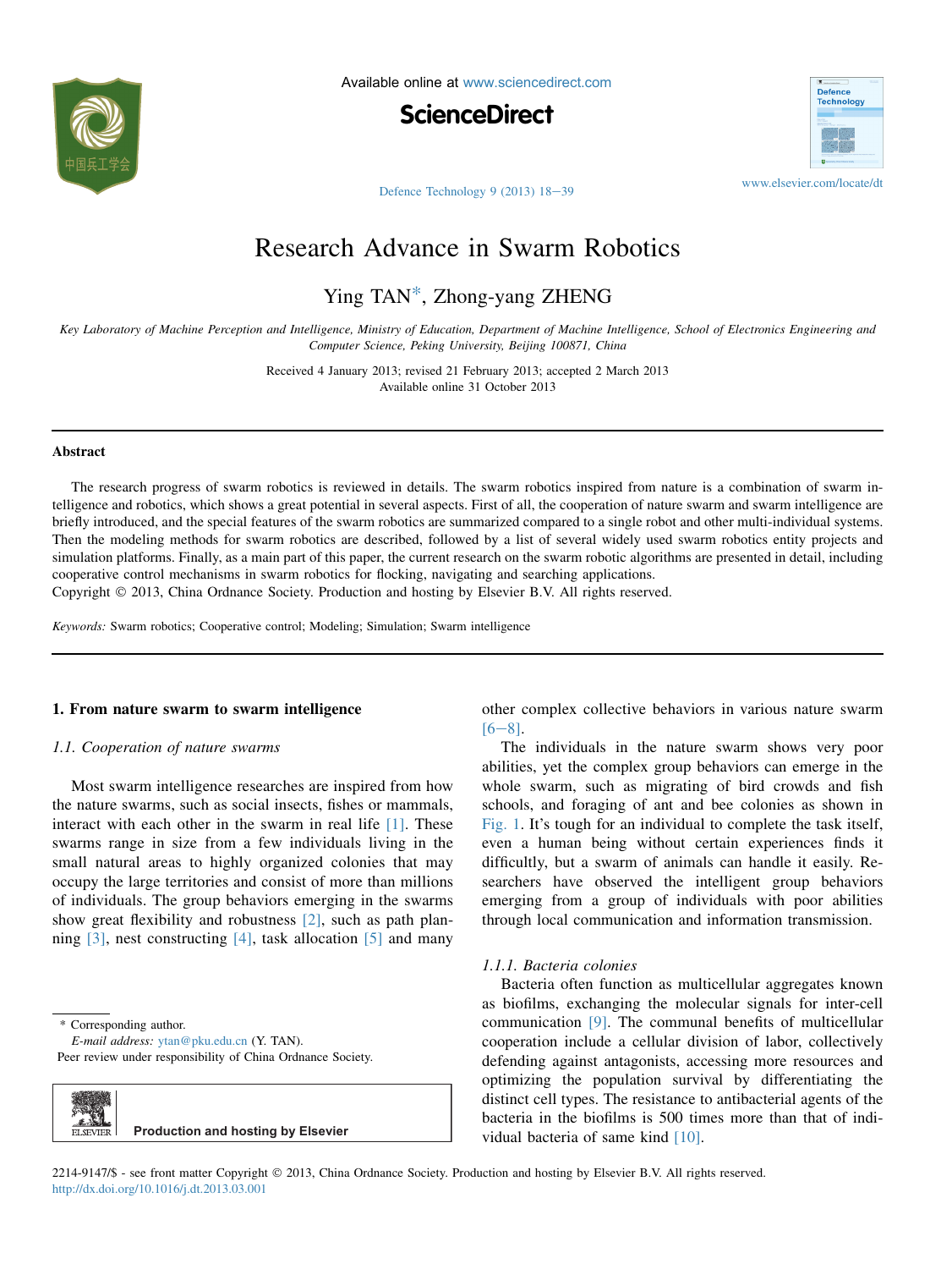Available online at www.sciencedirect.com

**ScienceDirect**

www.elsevier.com/locate/dt

# Research Advance in Swarm Robotics

Ying TAN*, Zhong-yang ZHENG

*Key Laboratory of Machine Perception and Intelligence, Ministry of Education, Department of Machine Intelligence, School of Electronics Engineering and Computer Science, Peking University, Beijing 100871, China*

Received 4 January 2013; revised 21 February 2013; accepted 2 March 2013
Available online 31 October 2013

## Abstract

The research progress of swarm robotics is reviewed in details. The swarm robotics inspired from nature is a combination of swarm intelligence and robotics, which shows a great potential in several aspects. First of all, the cooperation of nature swarm and swarm intelligence are briefly introduced, and the special features of the swarm robotics are summarized compared to a single robot and other multi-individual systems. Then the modeling methods for swarm robotics are described, followed by a list of several widely used swarm robotics entity projects and simulation platforms. Finally, as a main part of this paper, the current research on the swarm robotic algorithms are presented in detail, including cooperative control mechanisms in swarm robotics for flocking, navigating and searching applications.

Copyright © 2013, China Ordnance Society. Production and hosting by Elsevier B.V. All rights reserved.

*Keywords:* Swarm robotics; Cooperative control; Modeling; Simulation; Swarm intelligence

## 1. From nature swarm to swarm intelligence

### 1.1. Cooperation of nature swarms

Most swarm intelligence researches are inspired from how the nature swarms, such as social insects, fishes or mammals, interact with each other in the swarm in real life [1]. These swarms range in size from a few individuals living in the small natural areas to highly organized colonies that may occupy the large territories and consist of more than millions of individuals. The group behaviors emerging in the swarms show great flexibility and robustness [2], such as path planning [3], nest constructing [4], task allocation [5] and many other complex collective behaviors in various nature swarm [6–8].

The individuals in the nature swarm shows very poor abilities, yet the complex group behaviors can emerge in the whole swarm, such as migrating of bird crowds and fish schools, and foraging of ant and bee colonies as shown in Fig. 1. It's tough for an individual to complete the task itself, even a human being without certain experiences finds it difficultly, but a swarm of animals can handle it easily. Researchers have observed the intelligent group behaviors emerging from a group of individuals with poor abilities through local communication and information transmission.

#### 1.1.1. Bacteria colonies

Bacteria often function as multicellular aggregates known as biofilms, exchanging the molecular signals for inter-cell communication [9]. The communal benefits of multicellular cooperation include a cellular division of labor, collectively defending against antagonists, accessing more resources and optimizing the population survival by differentiating the distinct cell types. The resistance to antibacterial agents of the bacteria in the biofilms is 500 times more than that of individual bacteria of same kind [10].

* Corresponding author.
*E-mail address:* ytan@pku.edu.cn (Y. TAN).
Peer review under responsibility of China Ordnance Society.

Production and hosting by Elsevier

2214-9147/$ - see front matter Copyright © 2013, China Ordnance Society. Production and hosting by Elsevier B.V. All rights reserved.
http://dx.doi.org/10.1016/j.dt.2013.03.001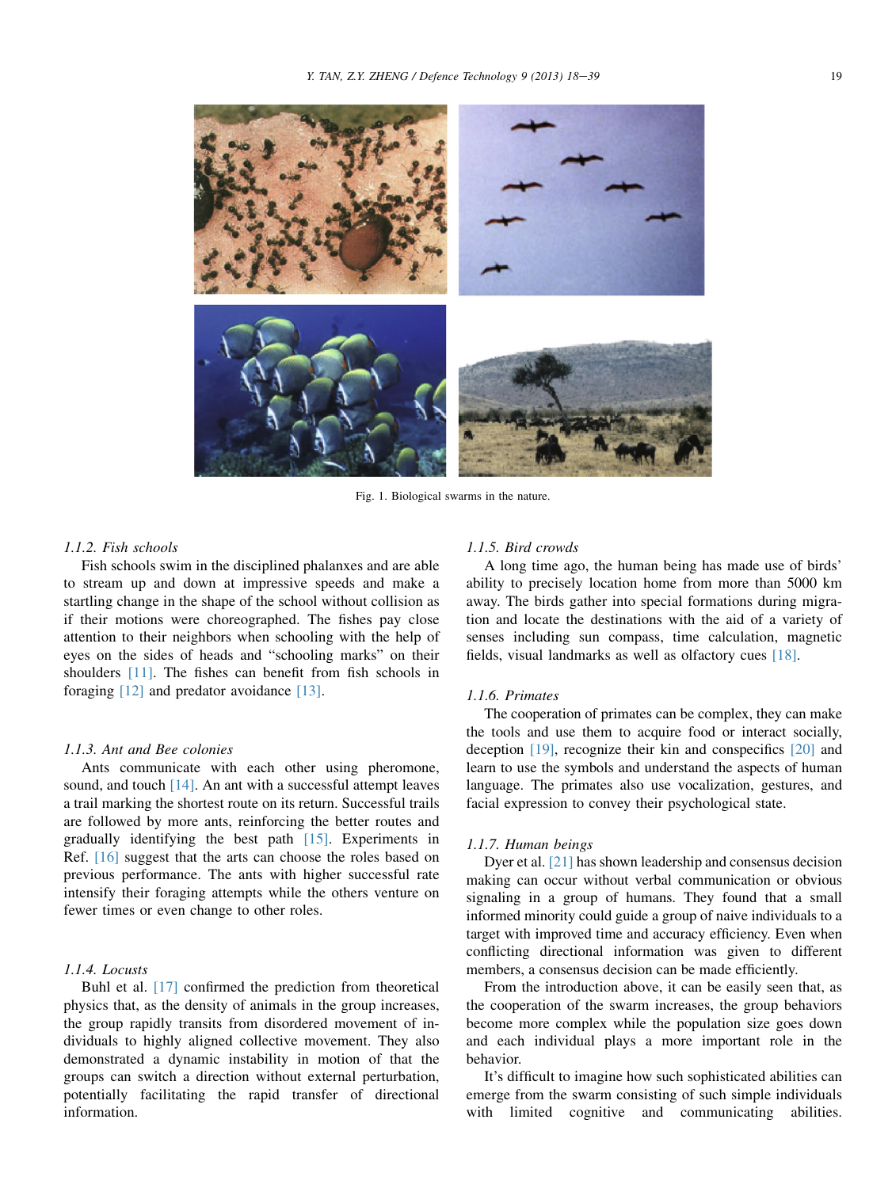Fig. 1. Biological swarms in the nature.

#### 1.1.2. Fish schools

Fish schools swim in the disciplined phalanxes and are able to stream up and down at impressive speeds and make a startling change in the shape of the school without collision as if their motions were choreographed. The fishes pay close attention to their neighbors when schooling with the help of eyes on the sides of heads and "schooling marks" on their shoulders [11]. The fishes can benefit from fish schools in foraging [12] and predator avoidance [13].

#### 1.1.3. Ant and Bee colonies

Ants communicate with each other using pheromone, sound, and touch [14]. An ant with a successful attempt leaves a trail marking the shortest route on its return. Successful trails are followed by more ants, reinforcing the better routes and gradually identifying the best path [15]. Experiments in Ref. [16] suggest that the arts can choose the roles based on previous performance. The ants with higher successful rate intensify their foraging attempts while the others venture on fewer times or even change to other roles.

#### 1.1.4. Locusts

Buhl et al. [17] confirmed the prediction from theoretical physics that, as the density of animals in the group increases, the group rapidly transits from disordered movement of individuals to highly aligned collective movement. They also demonstrated a dynamic instability in motion of that the groups can switch a direction without external perturbation, potentially facilitating the rapid transfer of directional information.

#### 1.1.5. Bird crowds

A long time ago, the human being has made use of birds' ability to precisely location home from more than 5000 km away. The birds gather into special formations during migration and locate the destinations with the aid of a variety of senses including sun compass, time calculation, magnetic fields, visual landmarks as well as olfactory cues [18].

#### 1.1.6. Primates

The cooperation of primates can be complex, they can make the tools and use them to acquire food or interact socially, deception [19], recognize their kin and conspecifics [20] and learn to use the symbols and understand the aspects of human language. The primates also use vocalization, gestures, and facial expression to convey their psychological state.

#### 1.1.7. Human beings

Dyer et al. [21] has shown leadership and consensus decision making can occur without verbal communication or obvious signaling in a group of humans. They found that a small informed minority could guide a group of naive individuals to a target with improved time and accuracy efficiency. Even when conflicting directional information was given to different members, a consensus decision can be made efficiently.

From the introduction above, it can be easily seen that, as the cooperation of the swarm increases, the group behaviors become more complex while the population size goes down and each individual plays a more important role in the behavior.

It's difficult to imagine how such sophisticated abilities can emerge from the swarm consisting of such simple individuals with limited cognitive and communicating abilities.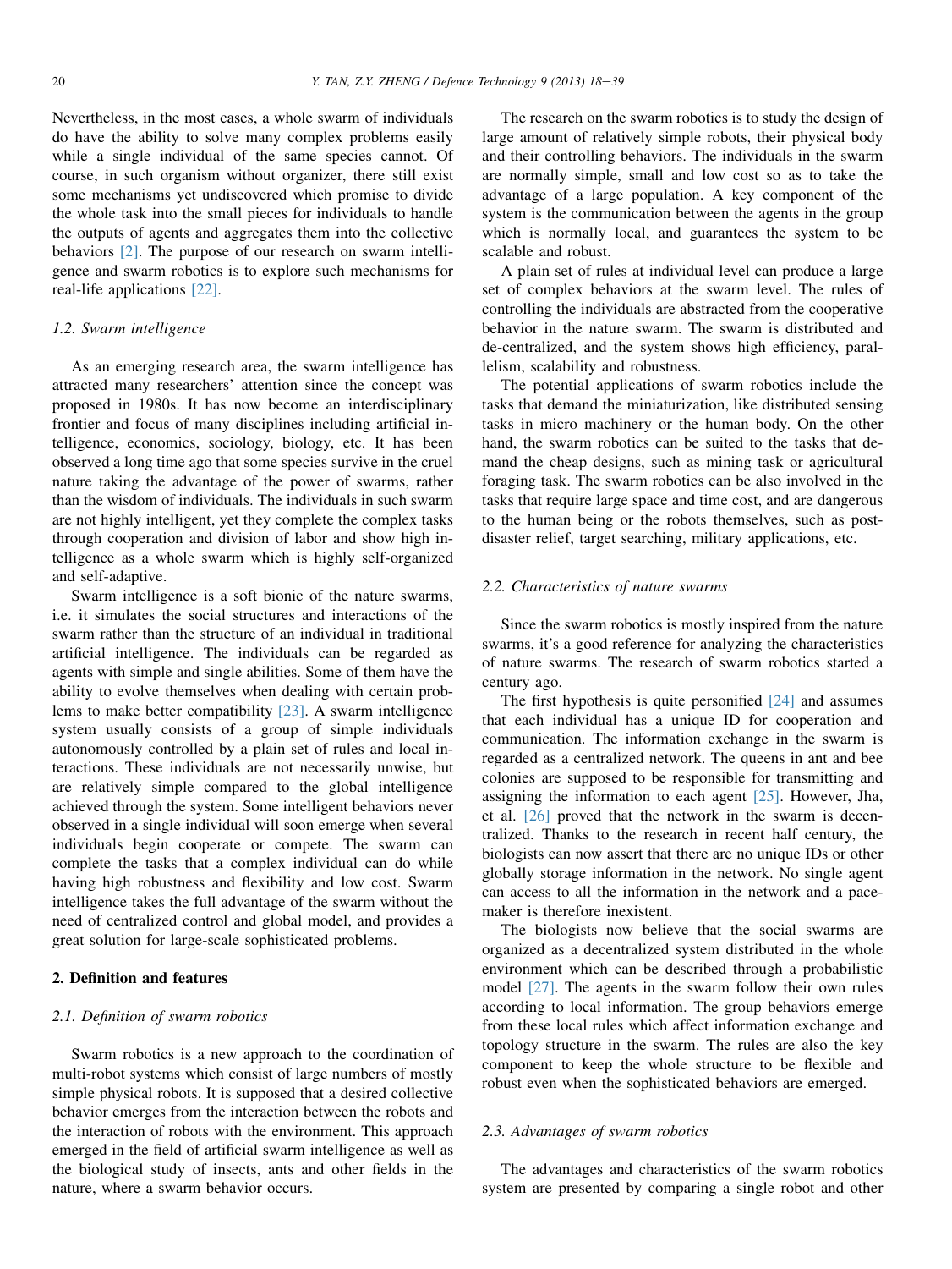Nevertheless, in the most cases, a whole swarm of individuals do have the ability to solve many complex problems easily while a single individual of the same species cannot. Of course, in such organism without organizer, there still exist some mechanisms yet undiscovered which promise to divide the whole task into the small pieces for individuals to handle the outputs of agents and aggregates them into the collective behaviors [2]. The purpose of our research on swarm intelligence and swarm robotics is to explore such mechanisms for real-life applications [22].

### 1.2. Swarm intelligence

As an emerging research area, the swarm intelligence has attracted many researchers' attention since the concept was proposed in 1980s. It has now become an interdisciplinary frontier and focus of many disciplines including artificial intelligence, economics, sociology, biology, etc. It has been observed a long time ago that some species survive in the cruel nature taking the advantage of the power of swarms, rather than the wisdom of individuals. The individuals in such swarm are not highly intelligent, yet they complete the complex tasks through cooperation and division of labor and show high intelligence as a whole swarm which is highly self-organized and self-adaptive.

Swarm intelligence is a soft bionic of the nature swarms, i.e. it simulates the social structures and interactions of the swarm rather than the structure of an individual in traditional artificial intelligence. The individuals can be regarded as agents with simple and single abilities. Some of them have the ability to evolve themselves when dealing with certain problems to make better compatibility [23]. A swarm intelligence system usually consists of a group of simple individuals autonomously controlled by a plain set of rules and local interactions. These individuals are not necessarily unwise, but are relatively simple compared to the global intelligence achieved through the system. Some intelligent behaviors never observed in a single individual will soon emerge when several individuals begin cooperate or compete. The swarm can complete the tasks that a complex individual can do while having high robustness and flexibility and low cost. Swarm intelligence takes the full advantage of the swarm without the need of centralized control and global model, and provides a great solution for large-scale sophisticated problems.

## 2. Definition and features

### 2.1. Definition of swarm robotics

Swarm robotics is a new approach to the coordination of multi-robot systems which consist of large numbers of mostly simple physical robots. It is supposed that a desired collective behavior emerges from the interaction between the robots and the interaction of robots with the environment. This approach emerged in the field of artificial swarm intelligence as well as the biological study of insects, ants and other fields in the nature, where a swarm behavior occurs.

The research on the swarm robotics is to study the design of large amount of relatively simple robots, their physical body and their controlling behaviors. The individuals in the swarm are normally simple, small and low cost so as to take the advantage of a large population. A key component of the system is the communication between the agents in the group which is normally local, and guarantees the system to be scalable and robust.

A plain set of rules at individual level can produce a large set of complex behaviors at the swarm level. The rules of controlling the individuals are abstracted from the cooperative behavior in the nature swarm. The swarm is distributed and de-centralized, and the system shows high efficiency, parallelism, scalability and robustness.

The potential applications of swarm robotics include the tasks that demand the miniaturization, like distributed sensing tasks in micro machinery or the human body. On the other hand, the swarm robotics can be suited to the tasks that demand the cheap designs, such as mining task or agricultural foraging task. The swarm robotics can be also involved in the tasks that require large space and time cost, and are dangerous to the human being or the robots themselves, such as post-disaster relief, target searching, military applications, etc.

### 2.2. Characteristics of nature swarms

Since the swarm robotics is mostly inspired from the nature swarms, it's a good reference for analyzing the characteristics of nature swarms. The research of swarm robotics started a century ago.

The first hypothesis is quite personified [24] and assumes that each individual has a unique ID for cooperation and communication. The information exchange in the swarm is regarded as a centralized network. The queens in ant and bee colonies are supposed to be responsible for transmitting and assigning the information to each agent [25]. However, Jha, et al. [26] proved that the network in the swarm is decentralized. Thanks to the research in recent half century, the biologists can now assert that there are no unique IDs or other globally storage information in the network. No single agent can access to all the information in the network and a pacemaker is therefore inexistent.

The biologists now believe that the social swarms are organized as a decentralized system distributed in the whole environment which can be described through a probabilistic model [27]. The agents in the swarm follow their own rules according to local information. The group behaviors emerge from these local rules which affect information exchange and topology structure in the swarm. The rules are also the key component to keep the whole structure to be flexible and robust even when the sophisticated behaviors are emerged.

### 2.3. Advantages of swarm robotics

The advantages and characteristics of the swarm robotics system are presented by comparing a single robot and other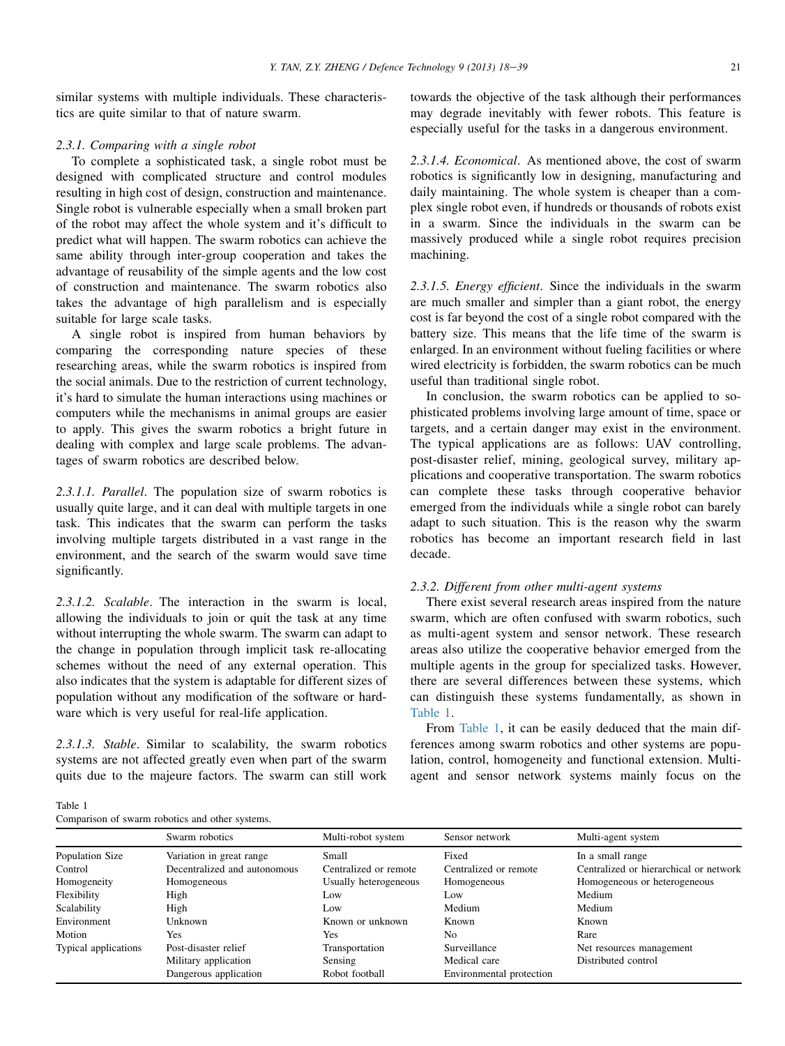similar systems with multiple individuals. These characteristics are quite similar to that of nature swarm.

### 2.3.1. Comparing with a single robot

To complete a sophisticated task, a single robot must be designed with complicated structure and control modules resulting in high cost of design, construction and maintenance. Single robot is vulnerable especially when a small broken part of the robot may affect the whole system and it's difficult to predict what will happen. The swarm robotics can achieve the same ability through inter-group cooperation and takes the advantage of reusability of the simple agents and the low cost of construction and maintenance. The swarm robotics also takes the advantage of high parallelism and is especially suitable for large scale tasks.

A single robot is inspired from human behaviors by comparing the corresponding nature species of these researching areas, while the swarm robotics is inspired from the social animals. Due to the restriction of current technology, it's hard to simulate the human interactions using machines or computers while the mechanisms in animal groups are easier to apply. This gives the swarm robotics a bright future in dealing with complex and large scale problems. The advantages of swarm robotics are described below.

*2.3.1.1. Parallel*. The population size of swarm robotics is usually quite large, and it can deal with multiple targets in one task. This indicates that the swarm can perform the tasks involving multiple targets distributed in a vast range in the environment, and the search of the swarm would save time significantly.

*2.3.1.2. Scalable*. The interaction in the swarm is local, allowing the individuals to join or quit the task at any time without interrupting the whole swarm. The swarm can adapt to the change in population through implicit task re-allocating schemes without the need of any external operation. This also indicates that the system is adaptable for different sizes of population without any modification of the software or hardware which is very useful for real-life application.

*2.3.1.3. Stable*. Similar to scalability, the swarm robotics systems are not affected greatly even when part of the swarm quits due to the majeure factors. The swarm can still work towards the objective of the task although their performances may degrade inevitably with fewer robots. This feature is especially useful for the tasks in a dangerous environment.

*2.3.1.4. Economical*. As mentioned above, the cost of swarm robotics is significantly low in designing, manufacturing and daily maintaining. The whole system is cheaper than a complex single robot even, if hundreds or thousands of robots exist in a swarm. Since the individuals in the swarm can be massively produced while a single robot requires precision machining.

*2.3.1.5. Energy efficient*. Since the individuals in the swarm are much smaller and simpler than a giant robot, the energy cost is far beyond the cost of a single robot compared with the battery size. This means that the life time of the swarm is enlarged. In an environment without fueling facilities or where wired electricity is forbidden, the swarm robotics can be much useful than traditional single robot.

In conclusion, the swarm robotics can be applied to sophisticated problems involving large amount of time, space or targets, and a certain danger may exist in the environment. The typical applications are as follows: UAV controlling, post-disaster relief, mining, geological survey, military applications and cooperative transportation. The swarm robotics can complete these tasks through cooperative behavior emerged from the individuals while a single robot can barely adapt to such situation. This is the reason why the swarm robotics has become an important research field in last decade.

### 2.3.2. Different from other multi-agent systems

There exist several research areas inspired from the nature swarm, which are often confused with swarm robotics, such as multi-agent system and sensor network. These research areas also utilize the cooperative behavior emerged from the multiple agents in the group for specialized tasks. However, there are several differences between these systems, which can distinguish these systems fundamentally, as shown in Table 1.

From Table 1, it can be easily deduced that the main differences among swarm robotics and other systems are population, control, homogeneity and functional extension. Multi-agent and sensor network systems mainly focus on the

Table 1
Comparison of swarm robotics and other systems.

| | Swarm robotics | Multi-robot system | Sensor network | Multi-agent system |
|---|---|---|---|---|
| Population Size | Variation in great range | Small | Fixed | In a small range |
| Control | Decentralized and autonomous | Centralized or remote | Centralized or remote | Centralized or hierarchical or network |
| Homogeneity | Homogeneous | Usually heterogeneous | Homogeneous | Homogeneous or heterogeneous |
| Flexibility | High | Low | Low | Medium |
| Scalability | High | Low | Medium | Medium |
| Environment | Unknown | Known or unknown | Known | Known |
| Motion | Yes | Yes | No | Rare |
| Typical applications | Post-disaster relief | Transportation | Surveillance | Net resources management |
| | Military application | Sensing | Medical care | Distributed control |
| | Dangerous application | Robot football | Environmental protection | |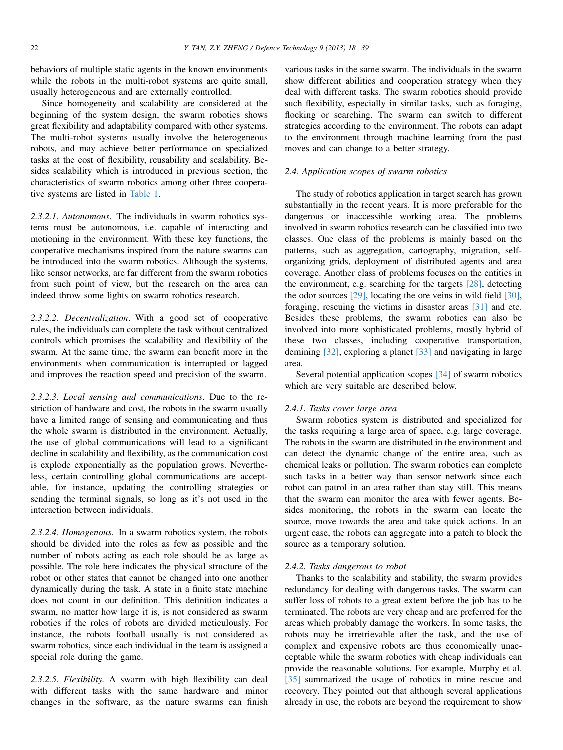behaviors of multiple static agents in the known environments while the robots in the multi-robot systems are quite small, usually heterogeneous and are externally controlled.

Since homogeneity and scalability are considered at the beginning of the system design, the swarm robotics shows great flexibility and adaptability compared with other systems. The multi-robot systems usually involve the heterogeneous robots, and may achieve better performance on specialized tasks at the cost of flexibility, reusability and scalability. Besides scalability which is introduced in previous section, the characteristics of swarm robotics among other three cooperative systems are listed in Table 1.

*2.3.2.1. Autonomous*. The individuals in swarm robotics systems must be autonomous, i.e. capable of interacting and motioning in the environment. With these key functions, the cooperative mechanisms inspired from the nature swarms can be introduced into the swarm robotics. Although the systems, like sensor networks, are far different from the swarm robotics from such point of view, but the research on the area can indeed throw some lights on swarm robotics research.

*2.3.2.2. Decentralization*. With a good set of cooperative rules, the individuals can complete the task without centralized controls which promises the scalability and flexibility of the swarm. At the same time, the swarm can benefit more in the environments when communication is interrupted or lagged and improves the reaction speed and precision of the swarm.

*2.3.2.3. Local sensing and communications*. Due to the restriction of hardware and cost, the robots in the swarm usually have a limited range of sensing and communicating and thus the whole swarm is distributed in the environment. Actually, the use of global communications will lead to a significant decline in scalability and flexibility, as the communication cost is explode exponentially as the population grows. Nevertheless, certain controlling global communications are acceptable, for instance, updating the controlling strategies or sending the terminal signals, so long as it's not used in the interaction between individuals.

*2.3.2.4. Homogenous*. In a swarm robotics system, the robots should be divided into the roles as few as possible and the number of robots acting as each role should be as large as possible. The role here indicates the physical structure of the robot or other states that cannot be changed into one another dynamically during the task. A state in a finite state machine does not count in our definition. This definition indicates a swarm, no matter how large it is, is not considered as swarm robotics if the roles of robots are divided meticulously. For instance, the robots football usually is not considered as swarm robotics, since each individual in the team is assigned a special role during the game.

*2.3.2.5. Flexibility*. A swarm with high flexibility can deal with different tasks with the same hardware and minor changes in the software, as the nature swarms can finish various tasks in the same swarm. The individuals in the swarm show different abilities and cooperation strategy when they deal with different tasks. The swarm robotics should provide such flexibility, especially in similar tasks, such as foraging, flocking or searching. The swarm can switch to different strategies according to the environment. The robots can adapt to the environment through machine learning from the past moves and can change to a better strategy.

### *2.4. Application scopes of swarm robotics*

The study of robotics application in target search has grown substantially in the recent years. It is more preferable for the dangerous or inaccessible working area. The problems involved in swarm robotics research can be classified into two classes. One class of the problems is mainly based on the patterns, such as aggregation, cartography, migration, self-organizing grids, deployment of distributed agents and area coverage. Another class of problems focuses on the entities in the environment, e.g. searching for the targets [28], detecting the odor sources [29], locating the ore veins in wild field [30], foraging, rescuing the victims in disaster areas [31] and etc. Besides these problems, the swarm robotics can also be involved into more sophisticated problems, mostly hybrid of these two classes, including cooperative transportation, demining [32], exploring a planet [33] and navigating in large area.

Several potential application scopes [34] of swarm robotics which are very suitable are described below.

#### *2.4.1. Tasks cover large area*

Swarm robotics system is distributed and specialized for the tasks requiring a large area of space, e.g. large coverage. The robots in the swarm are distributed in the environment and can detect the dynamic change of the entire area, such as chemical leaks or pollution. The swarm robotics can complete such tasks in a better way than sensor network since each robot can patrol in an area rather than stay still. This means that the swarm can monitor the area with fewer agents. Besides monitoring, the robots in the swarm can locate the source, move towards the area and take quick actions. In an urgent case, the robots can aggregate into a patch to block the source as a temporary solution.

#### *2.4.2. Tasks dangerous to robot*

Thanks to the scalability and stability, the swarm provides redundancy for dealing with dangerous tasks. The swarm can suffer loss of robots to a great extent before the job has to be terminated. The robots are very cheap and are preferred for the areas which probably damage the workers. In some tasks, the robots may be irretrievable after the task, and the use of complex and expensive robots are thus economically unacceptable while the swarm robotics with cheap individuals can provide the reasonable solutions. For example, Murphy et al. [35] summarized the usage of robotics in mine rescue and recovery. They pointed out that although several applications already in use, the robots are beyond the requirement to show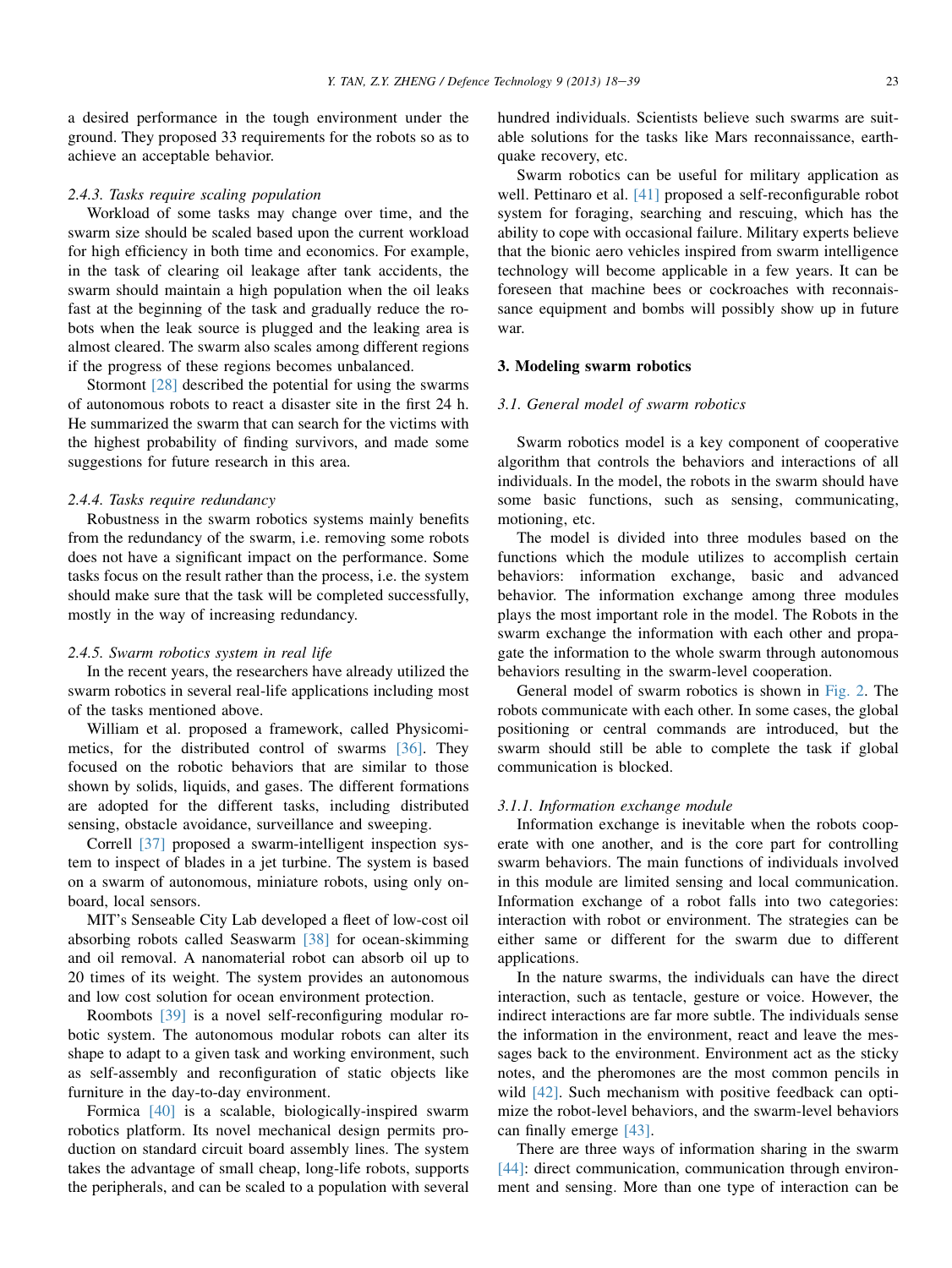a desired performance in the tough environment under the ground. They proposed 33 requirements for the robots so as to achieve an acceptable behavior.

#### 2.4.3. Tasks require scaling population

Workload of some tasks may change over time, and the swarm size should be scaled based upon the current workload for high efficiency in both time and economics. For example, in the task of clearing oil leakage after tank accidents, the swarm should maintain a high population when the oil leaks fast at the beginning of the task and gradually reduce the robots when the leak source is plugged and the leaking area is almost cleared. The swarm also scales among different regions if the progress of these regions becomes unbalanced.

Stormont [28] described the potential for using the swarms of autonomous robots to react a disaster site in the first 24 h. He summarized the swarm that can search for the victims with the highest probability of finding survivors, and made some suggestions for future research in this area.

#### 2.4.4. Tasks require redundancy

Robustness in the swarm robotics systems mainly benefits from the redundancy of the swarm, i.e. removing some robots does not have a significant impact on the performance. Some tasks focus on the result rather than the process, i.e. the system should make sure that the task will be completed successfully, mostly in the way of increasing redundancy.

#### 2.4.5. Swarm robotics system in real life

In the recent years, the researchers have already utilized the swarm robotics in several real-life applications including most of the tasks mentioned above.

William et al. proposed a framework, called Physicomimetics, for the distributed control of swarms [36]. They focused on the robotic behaviors that are similar to those shown by solids, liquids, and gases. The different formations are adopted for the different tasks, including distributed sensing, obstacle avoidance, surveillance and sweeping.

Correll [37] proposed a swarm-intelligent inspection system to inspect of blades in a jet turbine. The system is based on a swarm of autonomous, miniature robots, using only onboard, local sensors.

MIT's Senseable City Lab developed a fleet of low-cost oil absorbing robots called Seaswarm [38] for ocean-skimming and oil removal. A nanomaterial robot can absorb oil up to 20 times of its weight. The system provides an autonomous and low cost solution for ocean environment protection.

Roombots [39] is a novel self-reconfiguring modular robotic system. The autonomous modular robots can alter its shape to adapt to a given task and working environment, such as self-assembly and reconfiguration of static objects like furniture in the day-to-day environment.

Formica [40] is a scalable, biologically-inspired swarm robotics platform. Its novel mechanical design permits production on standard circuit board assembly lines. The system takes the advantage of small cheap, long-life robots, supports the peripherals, and can be scaled to a population with several hundred individuals. Scientists believe such swarms are suitable solutions for the tasks like Mars reconnaissance, earthquake recovery, etc.

Swarm robotics can be useful for military application as well. Pettinaro et al. [41] proposed a self-reconfigurable robot system for foraging, searching and rescuing, which has the ability to cope with occasional failure. Military experts believe that the bionic aero vehicles inspired from swarm intelligence technology will become applicable in a few years. It can be foreseen that machine bees or cockroaches with reconnaissance equipment and bombs will possibly show up in future war.

## 3. Modeling swarm robotics

### 3.1. General model of swarm robotics

Swarm robotics model is a key component of cooperative algorithm that controls the behaviors and interactions of all individuals. In the model, the robots in the swarm should have some basic functions, such as sensing, communicating, motioning, etc.

The model is divided into three modules based on the functions which the module utilizes to accomplish certain behaviors: information exchange, basic and advanced behavior. The information exchange among three modules plays the most important role in the model. The Robots in the swarm exchange the information with each other and propagate the information to the whole swarm through autonomous behaviors resulting in the swarm-level cooperation.

General model of swarm robotics is shown in Fig. 2. The robots communicate with each other. In some cases, the global positioning or central commands are introduced, but the swarm should still be able to complete the task if global communication is blocked.

#### 3.1.1. Information exchange module

Information exchange is inevitable when the robots cooperate with one another, and is the core part for controlling swarm behaviors. The main functions of individuals involved in this module are limited sensing and local communication. Information exchange of a robot falls into two categories: interaction with robot or environment. The strategies can be either same or different for the swarm due to different applications.

In the nature swarms, the individuals can have the direct interaction, such as tentacle, gesture or voice. However, the indirect interactions are far more subtle. The individuals sense the information in the environment, react and leave the messages back to the environment. Environment act as the sticky notes, and the pheromones are the most common pencils in wild [42]. Such mechanism with positive feedback can optimize the robot-level behaviors, and the swarm-level behaviors can finally emerge [43].

There are three ways of information sharing in the swarm [44]: direct communication, communication through environment and sensing. More than one type of interaction can be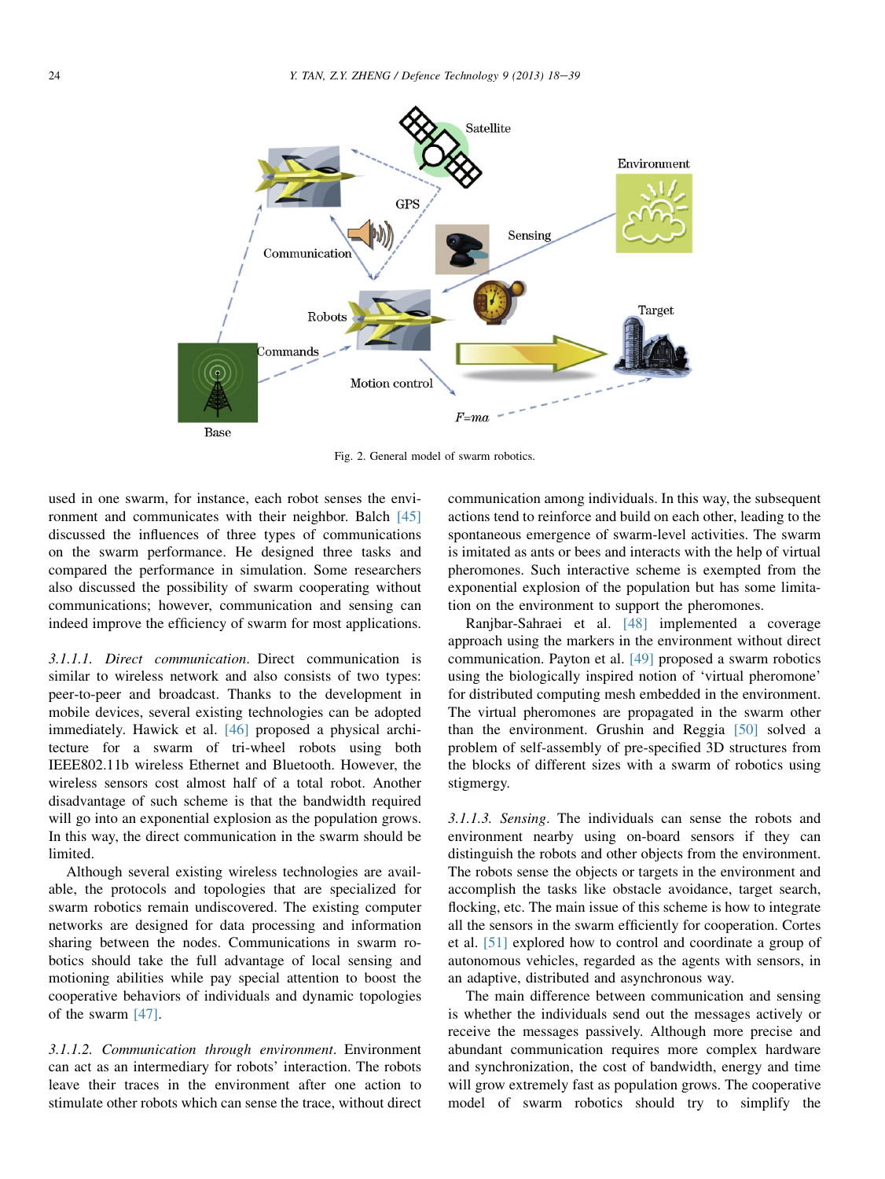Fig. 2. General model of swarm robotics.

used in one swarm, for instance, each robot senses the environment and communicates with their neighbor. Balch [45] discussed the influences of three types of communications on the swarm performance. He designed three tasks and compared the performance in simulation. Some researchers also discussed the possibility of swarm cooperating without communications; however, communication and sensing can indeed improve the efficiency of swarm for most applications.

*3.1.1.1. Direct communication.* Direct communication is similar to wireless network and also consists of two types: peer-to-peer and broadcast. Thanks to the development in mobile devices, several existing technologies can be adopted immediately. Hawick et al. [46] proposed a physical architecture for a swarm of tri-wheel robots using both IEEE802.11b wireless Ethernet and Bluetooth. However, the wireless sensors cost almost half of a total robot. Another disadvantage of such scheme is that the bandwidth required will go into an exponential explosion as the population grows. In this way, the direct communication in the swarm should be limited.

Although several existing wireless technologies are available, the protocols and topologies that are specialized for swarm robotics remain undiscovered. The existing computer networks are designed for data processing and information sharing between the nodes. Communications in swarm robotics should take the full advantage of local sensing and motioning abilities while pay special attention to boost the cooperative behaviors of individuals and dynamic topologies of the swarm [47].

*3.1.1.2. Communication through environment.* Environment can act as an intermediary for robots' interaction. The robots leave their traces in the environment after one action to stimulate other robots which can sense the trace, without direct communication among individuals. In this way, the subsequent actions tend to reinforce and build on each other, leading to the spontaneous emergence of swarm-level activities. The swarm is imitated as ants or bees and interacts with the help of virtual pheromones. Such interactive scheme is exempted from the exponential explosion of the population but has some limitation on the environment to support the pheromones.

Ranjbar-Sahraei et al. [48] implemented a coverage approach using the markers in the environment without direct communication. Payton et al. [49] proposed a swarm robotics using the biologically inspired notion of 'virtual pheromone' for distributed computing mesh embedded in the environment. The virtual pheromones are propagated in the swarm other than the environment. Grushin and Reggia [50] solved a problem of self-assembly of pre-specified 3D structures from the blocks of different sizes with a swarm of robotics using stigmergy.

*3.1.1.3. Sensing.* The individuals can sense the robots and environment nearby using on-board sensors if they can distinguish the robots and other objects from the environment. The robots sense the objects or targets in the environment and accomplish the tasks like obstacle avoidance, target search, flocking, etc. The main issue of this scheme is how to integrate all the sensors in the swarm efficiently for cooperation. Cortes et al. [51] explored how to control and coordinate a group of autonomous vehicles, regarded as the agents with sensors, in an adaptive, distributed and asynchronous way.

The main difference between communication and sensing is whether the individuals send out the messages actively or receive the messages passively. Although more precise and abundant communication requires more complex hardware and synchronization, the cost of bandwidth, energy and time will grow extremely fast as population grows. The cooperative model of swarm robotics should try to simplify the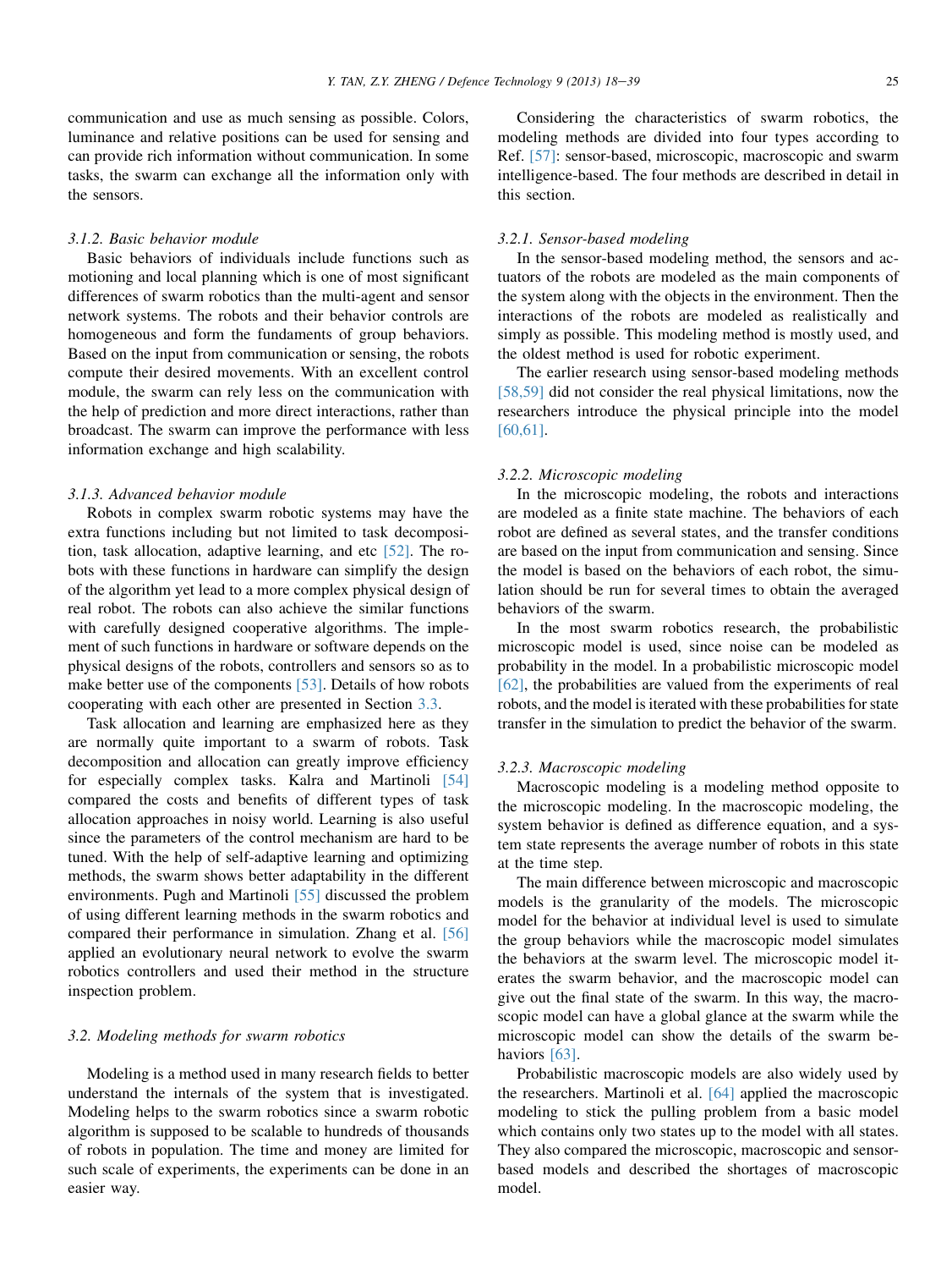communication and use as much sensing as possible. Colors, luminance and relative positions can be used for sensing and can provide rich information without communication. In some tasks, the swarm can exchange all the information only with the sensors.

#### *3.1.2. Basic behavior module*

Basic behaviors of individuals include functions such as motioning and local planning which is one of most significant differences of swarm robotics than the multi-agent and sensor network systems. The robots and their behavior controls are homogeneous and form the fundaments of group behaviors. Based on the input from communication or sensing, the robots compute their desired movements. With an excellent control module, the swarm can rely less on the communication with the help of prediction and more direct interactions, rather than broadcast. The swarm can improve the performance with less information exchange and high scalability.

#### *3.1.3. Advanced behavior module*

Robots in complex swarm robotic systems may have the extra functions including but not limited to task decomposition, task allocation, adaptive learning, and etc [52]. The robots with these functions in hardware can simplify the design of the algorithm yet lead to a more complex physical design of real robot. The robots can also achieve the similar functions with carefully designed cooperative algorithms. The implement of such functions in hardware or software depends on the physical designs of the robots, controllers and sensors so as to make better use of the components [53]. Details of how robots cooperating with each other are presented in Section 3.3.

Task allocation and learning are emphasized here as they are normally quite important to a swarm of robots. Task decomposition and allocation can greatly improve efficiency for especially complex tasks. Kalra and Martinoli [54] compared the costs and benefits of different types of task allocation approaches in noisy world. Learning is also useful since the parameters of the control mechanism are hard to be tuned. With the help of self-adaptive learning and optimizing methods, the swarm shows better adaptability in the different environments. Pugh and Martinoli [55] discussed the problem of using different learning methods in the swarm robotics and compared their performance in simulation. Zhang et al. [56] applied an evolutionary neural network to evolve the swarm robotics controllers and used their method in the structure inspection problem.

### *3.2. Modeling methods for swarm robotics*

Modeling is a method used in many research fields to better understand the internals of the system that is investigated. Modeling helps to the swarm robotics since a swarm robotic algorithm is supposed to be scalable to hundreds of thousands of robots in population. The time and money are limited for such scale of experiments, the experiments can be done in an easier way.

Considering the characteristics of swarm robotics, the modeling methods are divided into four types according to Ref. [57]: sensor-based, microscopic, macroscopic and swarm intelligence-based. The four methods are described in detail in this section.

#### *3.2.1. Sensor-based modeling*

In the sensor-based modeling method, the sensors and actuators of the robots are modeled as the main components of the system along with the objects in the environment. Then the interactions of the robots are modeled as realistically and simply as possible. This modeling method is mostly used, and the oldest method is used for robotic experiment.

The earlier research using sensor-based modeling methods [58,59] did not consider the real physical limitations, now the researchers introduce the physical principle into the model [60,61].

#### *3.2.2. Microscopic modeling*

In the microscopic modeling, the robots and interactions are modeled as a finite state machine. The behaviors of each robot are defined as several states, and the transfer conditions are based on the input from communication and sensing. Since the model is based on the behaviors of each robot, the simulation should be run for several times to obtain the averaged behaviors of the swarm.

In the most swarm robotics research, the probabilistic microscopic model is used, since noise can be modeled as probability in the model. In a probabilistic microscopic model [62], the probabilities are valued from the experiments of real robots, and the model is iterated with these probabilities for state transfer in the simulation to predict the behavior of the swarm.

#### *3.2.3. Macroscopic modeling*

Macroscopic modeling is a modeling method opposite to the microscopic modeling. In the macroscopic modeling, the system behavior is defined as difference equation, and a system state represents the average number of robots in this state at the time step.

The main difference between microscopic and macroscopic models is the granularity of the models. The microscopic model for the behavior at individual level is used to simulate the group behaviors while the macroscopic model simulates the behaviors at the swarm level. The microscopic model iterates the swarm behavior, and the macroscopic model can give out the final state of the swarm. In this way, the macroscopic model can have a global glance at the swarm while the microscopic model can show the details of the swarm behaviors [63].

Probabilistic macroscopic models are also widely used by the researchers. Martinoli et al. [64] applied the macroscopic modeling to stick the pulling problem from a basic model which contains only two states up to the model with all states. They also compared the microscopic, macroscopic and sensor-based models and described the shortages of macroscopic model.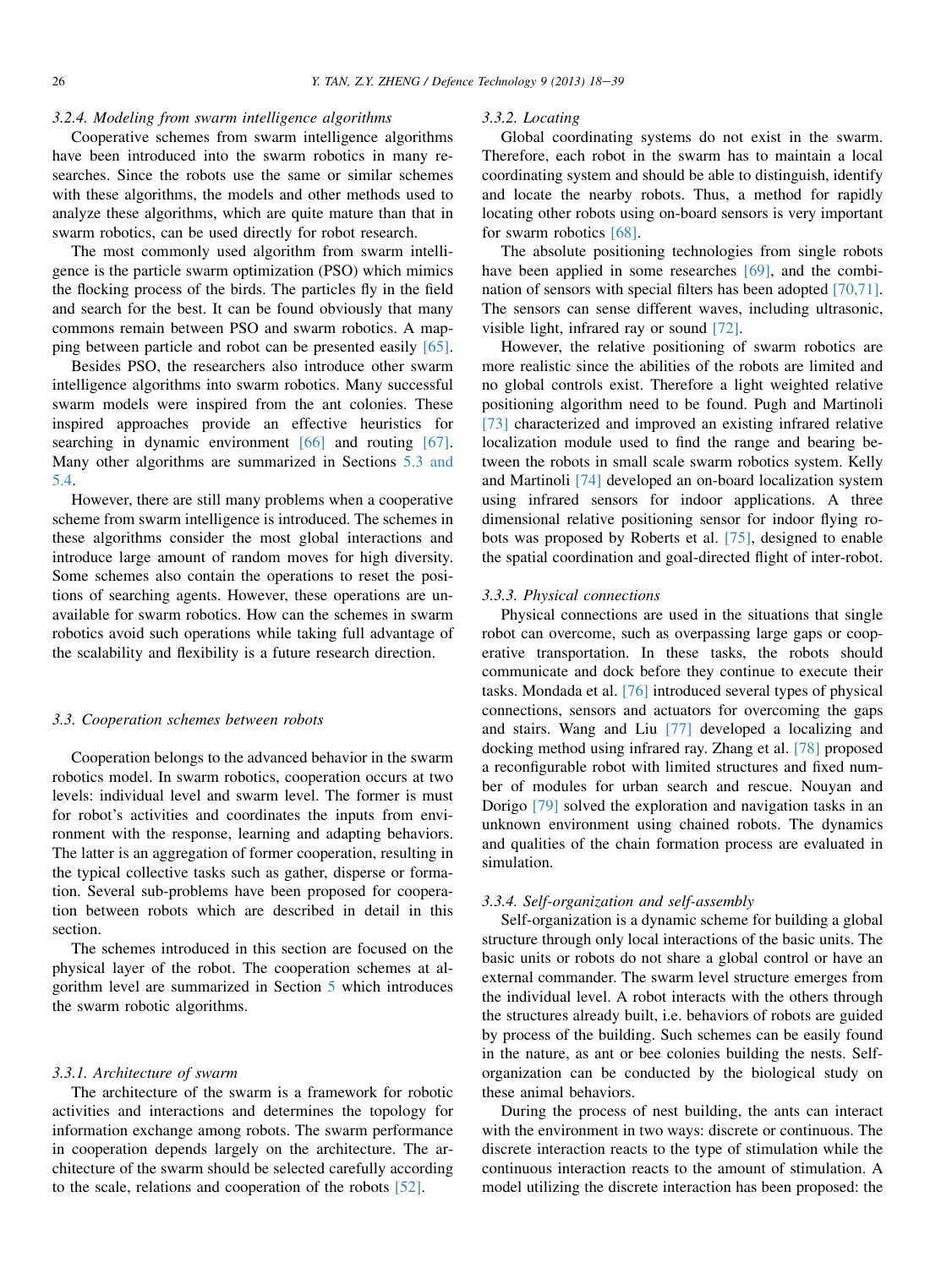#### 3.2.4. Modeling from swarm intelligence algorithms

Cooperative schemes from swarm intelligence algorithms have been introduced into the swarm robotics in many researches. Since the robots use the same or similar schemes with these algorithms, the models and other methods used to analyze these algorithms, which are quite mature than that in swarm robotics, can be used directly for robot research.

The most commonly used algorithm from swarm intelligence is the particle swarm optimization (PSO) which mimics the flocking process of the birds. The particles fly in the field and search for the best. It can be found obviously that many commons remain between PSO and swarm robotics. A mapping between particle and robot can be presented easily [65].

Besides PSO, the researchers also introduce other swarm intelligence algorithms into swarm robotics. Many successful swarm models were inspired from the ant colonies. These inspired approaches provide an effective heuristics for searching in dynamic environment [66] and routing [67]. Many other algorithms are summarized in Sections 5.3 and 5.4.

However, there are still many problems when a cooperative scheme from swarm intelligence is introduced. The schemes in these algorithms consider the most global interactions and introduce large amount of random moves for high diversity. Some schemes also contain the operations to reset the positions of searching agents. However, these operations are unavailable for swarm robotics. How can the schemes in swarm robotics avoid such operations while taking full advantage of the scalability and flexibility is a future research direction.

### 3.3. Cooperation schemes between robots

Cooperation belongs to the advanced behavior in the swarm robotics model. In swarm robotics, cooperation occurs at two levels: individual level and swarm level. The former is must for robot's activities and coordinates the inputs from environment with the response, learning and adapting behaviors. The latter is an aggregation of former cooperation, resulting in the typical collective tasks such as gather, disperse or formation. Several sub-problems have been proposed for cooperation between robots which are described in detail in this section.

The schemes introduced in this section are focused on the physical layer of the robot. The cooperation schemes at algorithm level are summarized in Section 5 which introduces the swarm robotic algorithms.

#### 3.3.1. Architecture of swarm

The architecture of the swarm is a framework for robotic activities and interactions and determines the topology for information exchange among robots. The swarm performance in cooperation depends largely on the architecture. The architecture of the swarm should be selected carefully according to the scale, relations and cooperation of the robots [52].

#### 3.3.2. Locating

Global coordinating systems do not exist in the swarm. Therefore, each robot in the swarm has to maintain a local coordinating system and should be able to distinguish, identify and locate the nearby robots. Thus, a method for rapidly locating other robots using on-board sensors is very important for swarm robotics [68].

The absolute positioning technologies from single robots have been applied in some researches [69], and the combination of sensors with special filters has been adopted [70,71]. The sensors can sense different waves, including ultrasonic, visible light, infrared ray or sound [72].

However, the relative positioning of swarm robotics are more realistic since the abilities of the robots are limited and no global controls exist. Therefore a light weighted relative positioning algorithm need to be found. Pugh and Martinoli [73] characterized and improved an existing infrared relative localization module used to find the range and bearing between the robots in small scale swarm robotics system. Kelly and Martinoli [74] developed an on-board localization system using infrared sensors for indoor applications. A three dimensional relative positioning sensor for indoor flying robots was proposed by Roberts et al. [75], designed to enable the spatial coordination and goal-directed flight of inter-robot.

#### 3.3.3. Physical connections

Physical connections are used in the situations that single robot can overcome, such as overpassing large gaps or cooperative transportation. In these tasks, the robots should communicate and dock before they continue to execute their tasks. Mondada et al. [76] introduced several types of physical connections, sensors and actuators for overcoming the gaps and stairs. Wang and Liu [77] developed a localizing and docking method using infrared ray. Zhang et al. [78] proposed a reconfigurable robot with limited structures and fixed number of modules for urban search and rescue. Nouyan and Dorigo [79] solved the exploration and navigation tasks in an unknown environment using chained robots. The dynamics and qualities of the chain formation process are evaluated in simulation.

#### 3.3.4. Self-organization and self-assembly

Self-organization is a dynamic scheme for building a global structure through only local interactions of the basic units. The basic units or robots do not share a global control or have an external commander. The swarm level structure emerges from the individual level. A robot interacts with the others through the structures already built, i.e. behaviors of robots are guided by process of the building. Such schemes can be easily found in the nature, as ant or bee colonies building the nests. Self-organization can be conducted by the biological study on these animal behaviors.

During the process of nest building, the ants can interact with the environment in two ways: discrete or continuous. The discrete interaction reacts to the type of stimulation while the continuous interaction reacts to the amount of stimulation. A model utilizing the discrete interaction has been proposed: the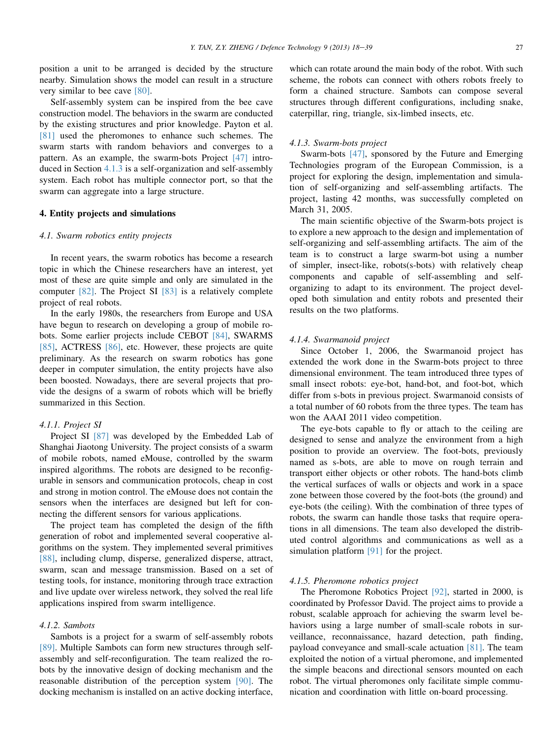position a unit to be arranged is decided by the structure nearby. Simulation shows the model can result in a structure very similar to bee cave [80].

Self-assembly system can be inspired from the bee cave construction model. The behaviors in the swarm are conducted by the existing structures and prior knowledge. Payton et al. [81] used the pheromones to enhance such schemes. The swarm starts with random behaviors and converges to a pattern. As an example, the swarm-bots Project [47] introduced in Section 4.1.3 is a self-organization and self-assembly system. Each robot has multiple connector port, so that the swarm can aggregate into a large structure.

## 4. Entity projects and simulations

### *4.1. Swarm robotics entity projects*

In recent years, the swarm robotics has become a research topic in which the Chinese researchers have an interest, yet most of these are quite simple and only are simulated in the computer [82]. The Project SI [83] is a relatively complete project of real robots.

In the early 1980s, the researchers from Europe and USA have begun to research on developing a group of mobile robots. Some earlier projects include CEBOT [84], SWARMS [85], ACTRESS [86], etc. However, these projects are quite preliminary. As the research on swarm robotics has gone deeper in computer simulation, the entity projects have also been boosted. Nowadays, there are several projects that provide the designs of a swarm of robots which will be briefly summarized in this Section.

#### *4.1.1. Project SI*

Project SI [87] was developed by the Embedded Lab of Shanghai Jiaotong University. The project consists of a swarm of mobile robots, named eMouse, controlled by the swarm inspired algorithms. The robots are designed to be reconfigurable in sensors and communication protocols, cheap in cost and strong in motion control. The eMouse does not contain the sensors when the interfaces are designed but left for connecting the different sensors for various applications.

The project team has completed the design of the fifth generation of robot and implemented several cooperative algorithms on the system. They implemented several primitives [88], including clump, disperse, generalized disperse, attract, swarm, scan and message transmission. Based on a set of testing tools, for instance, monitoring through trace extraction and live update over wireless network, they solved the real life applications inspired from swarm intelligence.

#### *4.1.2. Sambots*

Sambots is a project for a swarm of self-assembly robots [89]. Multiple Sambots can form new structures through self-assembly and self-reconfiguration. The team realized the robots by the innovative design of docking mechanism and the reasonable distribution of the perception system [90]. The docking mechanism is installed on an active docking interface, which can rotate around the main body of the robot. With such scheme, the robots can connect with others robots freely to form a chained structure. Sambots can compose several structures through different configurations, including snake, caterpillar, ring, triangle, six-limbed insects, etc.

#### *4.1.3. Swarm-bots project*

Swarm-bots [47], sponsored by the Future and Emerging Technologies program of the European Commission, is a project for exploring the design, implementation and simulation of self-organizing and self-assembling artifacts. The project, lasting 42 months, was successfully completed on March 31, 2005.

The main scientific objective of the Swarm-bots project is to explore a new approach to the design and implementation of self-organizing and self-assembling artifacts. The aim of the team is to construct a large swarm-bot using a number of simpler, insect-like, robots(s-bots) with relatively cheap components and capable of self-assembling and self-organizing to adapt to its environment. The project developed both simulation and entity robots and presented their results on the two platforms.

#### *4.1.4. Swarmanoid project*

Since October 1, 2006, the Swarmanoid project has extended the work done in the Swarm-bots project to three dimensional environment. The team introduced three types of small insect robots: eye-bot, hand-bot, and foot-bot, which differ from s-bots in previous project. Swarmanoid consists of a total number of 60 robots from the three types. The team has won the AAAI 2011 video competition.

The eye-bots capable to fly or attach to the ceiling are designed to sense and analyze the environment from a high position to provide an overview. The foot-bots, previously named as s-bots, are able to move on rough terrain and transport either objects or other robots. The hand-bots climb the vertical surfaces of walls or objects and work in a space zone between those covered by the foot-bots (the ground) and eye-bots (the ceiling). With the combination of three types of robots, the swarm can handle those tasks that require operations in all dimensions. The team also developed the distributed control algorithms and communications as well as a simulation platform [91] for the project.

#### *4.1.5. Pheromone robotics project*

The Pheromone Robotics Project [92], started in 2000, is coordinated by Professor David. The project aims to provide a robust, scalable approach for achieving the swarm level behaviors using a large number of small-scale robots in surveillance, reconnaissance, hazard detection, path finding, payload conveyance and small-scale actuation [81]. The team exploited the notion of a virtual pheromone, and implemented the simple beacons and directional sensors mounted on each robot. The virtual pheromones only facilitate simple communication and coordination with little on-board processing.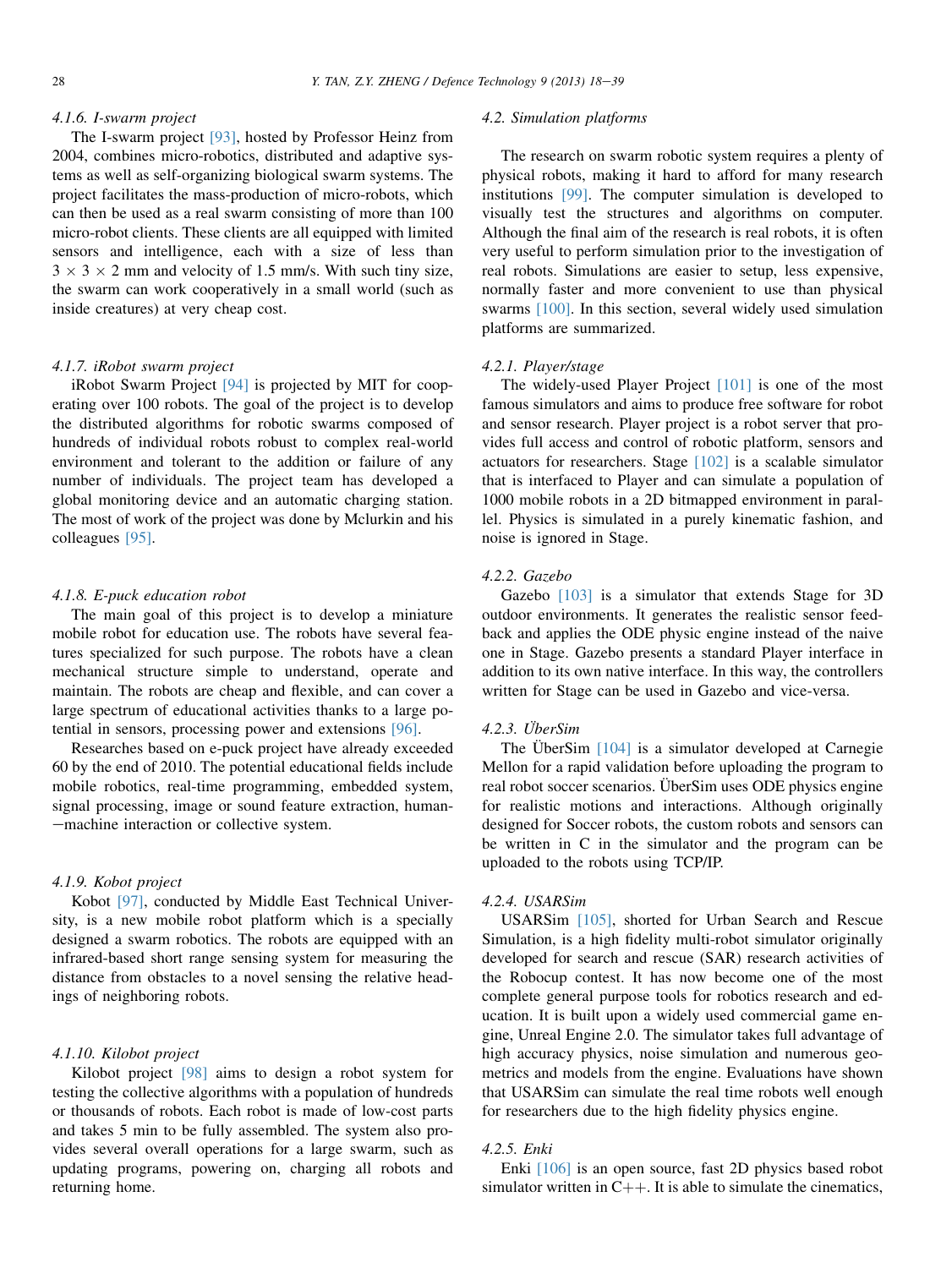#### 4.1.6. I-swarm project

The I-swarm project [93], hosted by Professor Heinz from 2004, combines micro-robotics, distributed and adaptive systems as well as self-organizing biological swarm systems. The project facilitates the mass-production of micro-robots, which can then be used as a real swarm consisting of more than 100 micro-robot clients. These clients are all equipped with limited sensors and intelligence, each with a size of less than $3 \times 3 \times 2$ mm and velocity of 1.5 mm/s. With such tiny size, the swarm can work cooperatively in a small world (such as inside creatures) at very cheap cost.

#### 4.1.7. iRobot swarm project

iRobot Swarm Project [94] is projected by MIT for cooperating over 100 robots. The goal of the project is to develop the distributed algorithms for robotic swarms composed of hundreds of individual robots robust to complex real-world environment and tolerant to the addition or failure of any number of individuals. The project team has developed a global monitoring device and an automatic charging station. The most of work of the project was done by Mclurkin and his colleagues [95].

#### 4.1.8. E-puck education robot

The main goal of this project is to develop a miniature mobile robot for education use. The robots have several features specialized for such purpose. The robots have a clean mechanical structure simple to understand, operate and maintain. The robots are cheap and flexible, and can cover a large spectrum of educational activities thanks to a large potential in sensors, processing power and extensions [96].

Researches based on e-puck project have already exceeded 60 by the end of 2010. The potential educational fields include mobile robotics, real-time programming, embedded system, signal processing, image or sound feature extraction, human−machine interaction or collective system.

#### 4.1.9. Kobot project

Kobot [97], conducted by Middle East Technical University, is a new mobile robot platform which is a specially designed a swarm robotics. The robots are equipped with an infrared-based short range sensing system for measuring the distance from obstacles to a novel sensing the relative headings of neighboring robots.

#### 4.1.10. Kilobot project

Kilobot project [98] aims to design a robot system for testing the collective algorithms with a population of hundreds or thousands of robots. Each robot is made of low-cost parts and takes 5 min to be fully assembled. The system also provides several overall operations for a large swarm, such as updating programs, powering on, charging all robots and returning home.

### 4.2. Simulation platforms

The research on swarm robotic system requires a plenty of physical robots, making it hard to afford for many research institutions [99]. The computer simulation is developed to visually test the structures and algorithms on computer. Although the final aim of the research is real robots, it is often very useful to perform simulation prior to the investigation of real robots. Simulations are easier to setup, less expensive, normally faster and more convenient to use than physical swarms [100]. In this section, several widely used simulation platforms are summarized.

#### 4.2.1. Player/stage

The widely-used Player Project [101] is one of the most famous simulators and aims to produce free software for robot and sensor research. Player project is a robot server that provides full access and control of robotic platform, sensors and actuators for researchers. Stage [102] is a scalable simulator that is interfaced to Player and can simulate a population of 1000 mobile robots in a 2D bitmapped environment in parallel. Physics is simulated in a purely kinematic fashion, and noise is ignored in Stage.

#### 4.2.2. Gazebo

Gazebo [103] is a simulator that extends Stage for 3D outdoor environments. It generates the realistic sensor feedback and applies the ODE physic engine instead of the naive one in Stage. Gazebo presents a standard Player interface in addition to its own native interface. In this way, the controllers written for Stage can be used in Gazebo and vice-versa.

#### 4.2.3. ÜberSim

The ÜberSim [104] is a simulator developed at Carnegie Mellon for a rapid validation before uploading the program to real robot soccer scenarios. ÜberSim uses ODE physics engine for realistic motions and interactions. Although originally designed for Soccer robots, the custom robots and sensors can be written in C in the simulator and the program can be uploaded to the robots using TCP/IP.

#### 4.2.4. USARSim

USARSim [105], shorted for Urban Search and Rescue Simulation, is a high fidelity multi-robot simulator originally developed for search and rescue (SAR) research activities of the Robocup contest. It has now become one of the most complete general purpose tools for robotics research and education. It is built upon a widely used commercial game engine, Unreal Engine 2.0. The simulator takes full advantage of high accuracy physics, noise simulation and numerous geometrics and models from the engine. Evaluations have shown that USARSim can simulate the real time robots well enough for researchers due to the high fidelity physics engine.

#### 4.2.5. Enki

Enki [106] is an open source, fast 2D physics based robot simulator written in C++. It is able to simulate the cinematics,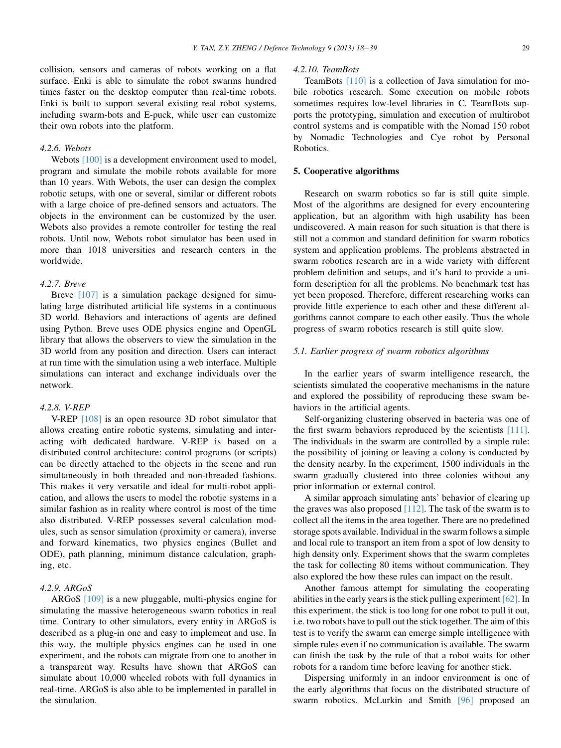collision, sensors and cameras of robots working on a flat surface. Enki is able to simulate the robot swarms hundred times faster on the desktop computer than real-time robots. Enki is built to support several existing real robot systems, including swarm-bots and E-puck, while user can customize their own robots into the platform.

#### 4.2.6. Webots

Webots [100] is a development environment used to model, program and simulate the mobile robots available for more than 10 years. With Webots, the user can design the complex robotic setups, with one or several, similar or different robots with a large choice of pre-defined sensors and actuators. The objects in the environment can be customized by the user. Webots also provides a remote controller for testing the real robots. Until now, Webots robot simulator has been used in more than 1018 universities and research centers in the worldwide.

#### 4.2.7. Breve

Breve [107] is a simulation package designed for simulating large distributed artificial life systems in a continuous 3D world. Behaviors and interactions of agents are defined using Python. Breve uses ODE physics engine and OpenGL library that allows the observers to view the simulation in the 3D world from any position and direction. Users can interact at run time with the simulation using a web interface. Multiple simulations can interact and exchange individuals over the network.

#### 4.2.8. V-REP

V-REP [108] is an open resource 3D robot simulator that allows creating entire robotic systems, simulating and interacting with dedicated hardware. V-REP is based on a distributed control architecture: control programs (or scripts) can be directly attached to the objects in the scene and run simultaneously in both threaded and non-threaded fashions. This makes it very versatile and ideal for multi-robot application, and allows the users to model the robotic systems in a similar fashion as in reality where control is most of the time also distributed. V-REP possesses several calculation modules, such as sensor simulation (proximity or camera), inverse and forward kinematics, two physics engines (Bullet and ODE), path planning, minimum distance calculation, graphing, etc.

#### 4.2.9. ARGoS

ARGoS [109] is a new pluggable, multi-physics engine for simulating the massive heterogeneous swarm robotics in real time. Contrary to other simulators, every entity in ARGoS is described as a plug-in one and easy to implement and use. In this way, the multiple physics engines can be used in one experiment, and the robots can migrate from one to another in a transparent way. Results have shown that ARGoS can simulate about 10,000 wheeled robots with full dynamics in real-time. ARGoS is also able to be implemented in parallel in the simulation.

#### 4.2.10. TeamBots

TeamBots [110] is a collection of Java simulation for mobile robotics research. Some execution on mobile robots sometimes requires low-level libraries in C. TeamBots supports the prototyping, simulation and execution of multirobot control systems and is compatible with the Nomad 150 robot by Nomadic Technologies and Cye robot by Personal Robotics.

## 5. Cooperative algorithms

Research on swarm robotics so far is still quite simple. Most of the algorithms are designed for every encountering application, but an algorithm with high usability has been undiscovered. A main reason for such situation is that there is still not a common and standard definition for swarm robotics system and application problems. The problems abstracted in swarm robotics research are in a wide variety with different problem definition and setups, and it's hard to provide a uniform description for all the problems. No benchmark test has yet been proposed. Therefore, different researching works can provide little experience to each other and these different algorithms cannot compare to each other easily. Thus the whole progress of swarm robotics research is still quite slow.

### 5.1. Earlier progress of swarm robotics algorithms

In the earlier years of swarm intelligence research, the scientists simulated the cooperative mechanisms in the nature and explored the possibility of reproducing these swam behaviors in the artificial agents.

Self-organizing clustering observed in bacteria was one of the first swarm behaviors reproduced by the scientists [111]. The individuals in the swarm are controlled by a simple rule: the possibility of joining or leaving a colony is conducted by the density nearby. In the experiment, 1500 individuals in the swarm gradually clustered into three colonies without any prior information or external control.

A similar approach simulating ants' behavior of clearing up the graves was also proposed [112]. The task of the swarm is to collect all the items in the area together. There are no predefined storage spots available. Individual in the swarm follows a simple and local rule to transport an item from a spot of low density to high density only. Experiment shows that the swarm completes the task for collecting 80 items without communication. They also explored the how these rules can impact on the result.

Another famous attempt for simulating the cooperating abilities in the early years is the stick pulling experiment [62]. In this experiment, the stick is too long for one robot to pull it out, i.e. two robots have to pull out the stick together. The aim of this test is to verify the swarm can emerge simple intelligence with simple rules even if no communication is available. The swarm can finish the task by the rule of that a robot waits for other robots for a random time before leaving for another stick.

Dispersing uniformly in an indoor environment is one of the early algorithms that focus on the distributed structure of swarm robotics. McLurkin and Smith [96] proposed an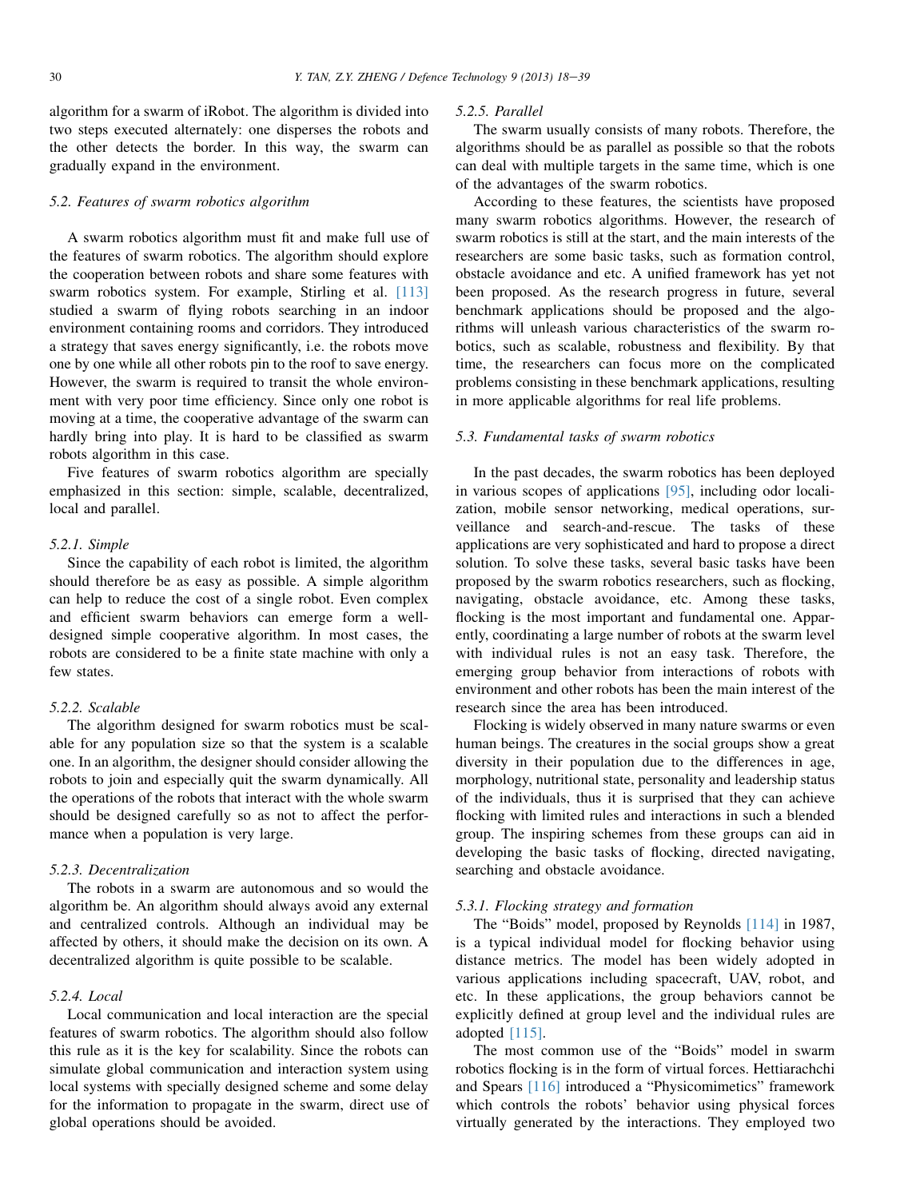algorithm for a swarm of iRobot. The algorithm is divided into two steps executed alternately: one disperses the robots and the other detects the border. In this way, the swarm can gradually expand in the environment.

### 5.2. Features of swarm robotics algorithm

A swarm robotics algorithm must fit and make full use of the features of swarm robotics. The algorithm should explore the cooperation between robots and share some features with swarm robotics system. For example, Stirling et al. [113] studied a swarm of flying robots searching in an indoor environment containing rooms and corridors. They introduced a strategy that saves energy significantly, i.e. the robots move one by one while all other robots pin to the roof to save energy. However, the swarm is required to transit the whole environment with very poor time efficiency. Since only one robot is moving at a time, the cooperative advantage of the swarm can hardly bring into play. It is hard to be classified as swarm robots algorithm in this case.

Five features of swarm robotics algorithm are specially emphasized in this section: simple, scalable, decentralized, local and parallel.

#### 5.2.1. Simple

Since the capability of each robot is limited, the algorithm should therefore be as easy as possible. A simple algorithm can help to reduce the cost of a single robot. Even complex and efficient swarm behaviors can emerge form a well-designed simple cooperative algorithm. In most cases, the robots are considered to be a finite state machine with only a few states.

#### 5.2.2. Scalable

The algorithm designed for swarm robotics must be scalable for any population size so that the system is a scalable one. In an algorithm, the designer should consider allowing the robots to join and especially quit the swarm dynamically. All the operations of the robots that interact with the whole swarm should be designed carefully so as not to affect the performance when a population is very large.

#### 5.2.3. Decentralization

The robots in a swarm are autonomous and so would the algorithm be. An algorithm should always avoid any external and centralized controls. Although an individual may be affected by others, it should make the decision on its own. A decentralized algorithm is quite possible to be scalable.

#### 5.2.4. Local

Local communication and local interaction are the special features of swarm robotics. The algorithm should also follow this rule as it is the key for scalability. Since the robots can simulate global communication and interaction system using local systems with specially designed scheme and some delay for the information to propagate in the swarm, direct use of global operations should be avoided.

#### 5.2.5. Parallel

The swarm usually consists of many robots. Therefore, the algorithms should be as parallel as possible so that the robots can deal with multiple targets in the same time, which is one of the advantages of the swarm robotics.

According to these features, the scientists have proposed many swarm robotics algorithms. However, the research of swarm robotics is still at the start, and the main interests of the researchers are some basic tasks, such as formation control, obstacle avoidance and etc. A unified framework has yet not been proposed. As the research progress in future, several benchmark applications should be proposed and the algorithms will unleash various characteristics of the swarm robotics, such as scalable, robustness and flexibility. By that time, the researchers can focus more on the complicated problems consisting in these benchmark applications, resulting in more applicable algorithms for real life problems.

### 5.3. Fundamental tasks of swarm robotics

In the past decades, the swarm robotics has been deployed in various scopes of applications [95], including odor localization, mobile sensor networking, medical operations, surveillance and search-and-rescue. The tasks of these applications are very sophisticated and hard to propose a direct solution. To solve these tasks, several basic tasks have been proposed by the swarm robotics researchers, such as flocking, navigating, obstacle avoidance, etc. Among these tasks, flocking is the most important and fundamental one. Apparently, coordinating a large number of robots at the swarm level with individual rules is not an easy task. Therefore, the emerging group behavior from interactions of robots with environment and other robots has been the main interest of the research since the area has been introduced.

Flocking is widely observed in many nature swarms or even human beings. The creatures in the social groups show a great diversity in their population due to the differences in age, morphology, nutritional state, personality and leadership status of the individuals, thus it is surprised that they can achieve flocking with limited rules and interactions in such a blended group. The inspiring schemes from these groups can aid in developing the basic tasks of flocking, directed navigating, searching and obstacle avoidance.

#### 5.3.1. Flocking strategy and formation

The "Boids" model, proposed by Reynolds [114] in 1987, is a typical individual model for flocking behavior using distance metrics. The model has been widely adopted in various applications including spacecraft, UAV, robot, and etc. In these applications, the group behaviors cannot be explicitly defined at group level and the individual rules are adopted [115].

The most common use of the "Boids" model in swarm robotics flocking is in the form of virtual forces. Hettiarachchi and Spears [116] introduced a "Physicomimetics" framework which controls the robots' behavior using physical forces virtually generated by the interactions. They employed two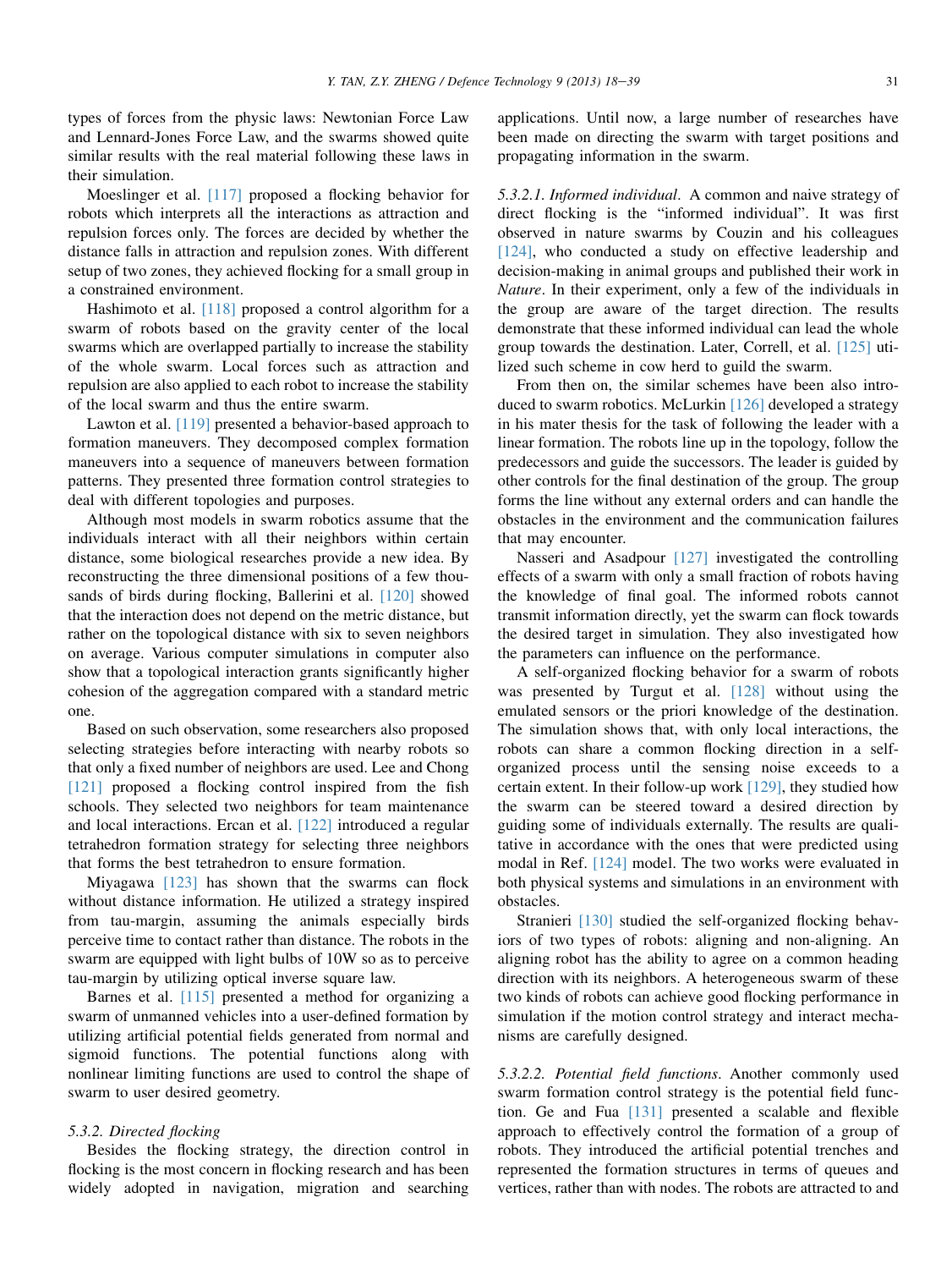types of forces from the physic laws: Newtonian Force Law and Lennard-Jones Force Law, and the swarms showed quite similar results with the real material following these laws in their simulation.

Moeslinger et al. [117] proposed a flocking behavior for robots which interprets all the interactions as attraction and repulsion forces only. The forces are decided by whether the distance falls in attraction and repulsion zones. With different setup of two zones, they achieved flocking for a small group in a constrained environment.

Hashimoto et al. [118] proposed a control algorithm for a swarm of robots based on the gravity center of the local swarms which are overlapped partially to increase the stability of the whole swarm. Local forces such as attraction and repulsion are also applied to each robot to increase the stability of the local swarm and thus the entire swarm.

Lawton et al. [119] presented a behavior-based approach to formation maneuvers. They decomposed complex formation maneuvers into a sequence of maneuvers between formation patterns. They presented three formation control strategies to deal with different topologies and purposes.

Although most models in swarm robotics assume that the individuals interact with all their neighbors within certain distance, some biological researches provide a new idea. By reconstructing the three dimensional positions of a few thousands of birds during flocking, Ballerini et al. [120] showed that the interaction does not depend on the metric distance, but rather on the topological distance with six to seven neighbors on average. Various computer simulations in computer also show that a topological interaction grants significantly higher cohesion of the aggregation compared with a standard metric one.

Based on such observation, some researchers also proposed selecting strategies before interacting with nearby robots so that only a fixed number of neighbors are used. Lee and Chong [121] proposed a flocking control inspired from the fish schools. They selected two neighbors for team maintenance and local interactions. Ercan et al. [122] introduced a regular tetrahedron formation strategy for selecting three neighbors that forms the best tetrahedron to ensure formation.

Miyagawa [123] has shown that the swarms can flock without distance information. He utilized a strategy inspired from tau-margin, assuming the animals especially birds perceive time to contact rather than distance. The robots in the swarm are equipped with light bulbs of 10W so as to perceive tau-margin by utilizing optical inverse square law.

Barnes et al. [115] presented a method for organizing a swarm of unmanned vehicles into a user-defined formation by utilizing artificial potential fields generated from normal and sigmoid functions. The potential functions along with nonlinear limiting functions are used to control the shape of swarm to user desired geometry.

#### 5.3.2. Directed flocking

Besides the flocking strategy, the direction control in flocking is the most concern in flocking research and has been widely adopted in navigation, migration and searching applications. Until now, a large number of researches have been made on directing the swarm with target positions and propagating information in the swarm.

*5.3.2.1. Informed individual*. A common and naive strategy of direct flocking is the "informed individual". It was first observed in nature swarms by Couzin and his colleagues [124], who conducted a study on effective leadership and decision-making in animal groups and published their work in *Nature*. In their experiment, only a few of the individuals in the group are aware of the target direction. The results demonstrate that these informed individual can lead the whole group towards the destination. Later, Correll, et al. [125] utilized such scheme in cow herd to guild the swarm.

From then on, the similar schemes have been also introduced to swarm robotics. McLurkin [126] developed a strategy in his mater thesis for the task of following the leader with a linear formation. The robots line up in the topology, follow the predecessors and guide the successors. The leader is guided by other controls for the final destination of the group. The group forms the line without any external orders and can handle the obstacles in the environment and the communication failures that may encounter.

Nasseri and Asadpour [127] investigated the controlling effects of a swarm with only a small fraction of robots having the knowledge of final goal. The informed robots cannot transmit information directly, yet the swarm can flock towards the desired target in simulation. They also investigated how the parameters can influence on the performance.

A self-organized flocking behavior for a swarm of robots was presented by Turgut et al. [128] without using the emulated sensors or the priori knowledge of the destination. The simulation shows that, with only local interactions, the robots can share a common flocking direction in a self-organized process until the sensing noise exceeds to a certain extent. In their follow-up work [129], they studied how the swarm can be steered toward a desired direction by guiding some of individuals externally. The results are qualitative in accordance with the ones that were predicted using modal in Ref. [124] model. The two works were evaluated in both physical systems and simulations in an environment with obstacles.

Stranieri [130] studied the self-organized flocking behaviors of two types of robots: aligning and non-aligning. An aligning robot has the ability to agree on a common heading direction with its neighbors. A heterogeneous swarm of these two kinds of robots can achieve good flocking performance in simulation if the motion control strategy and interact mechanisms are carefully designed.

*5.3.2.2. Potential field functions*. Another commonly used swarm formation control strategy is the potential field function. Ge and Fua [131] presented a scalable and flexible approach to effectively control the formation of a group of robots. They introduced the artificial potential trenches and represented the formation structures in terms of queues and vertices, rather than with nodes. The robots are attracted to and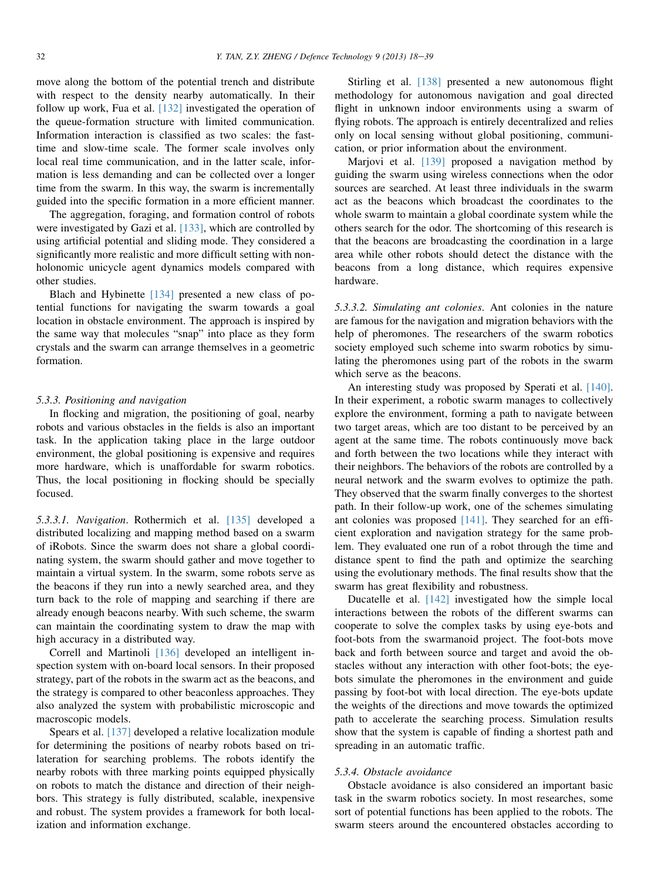move along the bottom of the potential trench and distribute with respect to the density nearby automatically. In their follow up work, Fua et al. [132] investigated the operation of the queue-formation structure with limited communication. Information interaction is classified as two scales: the fast-time and slow-time scale. The former scale involves only local real time communication, and in the latter scale, information is less demanding and can be collected over a longer time from the swarm. In this way, the swarm is incrementally guided into the specific formation in a more efficient manner.

The aggregation, foraging, and formation control of robots were investigated by Gazi et al. [133], which are controlled by using artificial potential and sliding mode. They considered a significantly more realistic and more difficult setting with non-holonomic unicycle agent dynamics models compared with other studies.

Blach and Hybinette [134] presented a new class of potential functions for navigating the swarm towards a goal location in obstacle environment. The approach is inspired by the same way that molecules "snap" into place as they form crystals and the swarm can arrange themselves in a geometric formation.

### 5.3.3. Positioning and navigation

In flocking and migration, the positioning of goal, nearby robots and various obstacles in the fields is also an important task. In the application taking place in the large outdoor environment, the global positioning is expensive and requires more hardware, which is unaffordable for swarm robotics. Thus, the local positioning in flocking should be specially focused.

*5.3.3.1. Navigation.* Rothermich et al. [135] developed a distributed localizing and mapping method based on a swarm of iRobots. Since the swarm does not share a global coordinating system, the swarm should gather and move together to maintain a virtual system. In the swarm, some robots serve as the beacons if they run into a newly searched area, and they turn back to the role of mapping and searching if there are already enough beacons nearby. With such scheme, the swarm can maintain the coordinating system to draw the map with high accuracy in a distributed way.

Correll and Martinoli [136] developed an intelligent inspection system with on-board local sensors. In their proposed strategy, part of the robots in the swarm act as the beacons, and the strategy is compared to other beaconless approaches. They also analyzed the system with probabilistic microscopic and macroscopic models.

Spears et al. [137] developed a relative localization module for determining the positions of nearby robots based on trilateration for searching problems. The robots identify the nearby robots with three marking points equipped physically on robots to match the distance and direction of their neighbors. This strategy is fully distributed, scalable, inexpensive and robust. The system provides a framework for both localization and information exchange.

Stirling et al. [138] presented a new autonomous flight methodology for autonomous navigation and goal directed flight in unknown indoor environments using a swarm of flying robots. The approach is entirely decentralized and relies only on local sensing without global positioning, communication, or prior information about the environment.

Marjovi et al. [139] proposed a navigation method by guiding the swarm using wireless connections when the odor sources are searched. At least three individuals in the swarm act as the beacons which broadcast the coordinates to the whole swarm to maintain a global coordinate system while the others search for the odor. The shortcoming of this research is that the beacons are broadcasting the coordination in a large area while other robots should detect the distance with the beacons from a long distance, which requires expensive hardware.

*5.3.3.2. Simulating ant colonies.* Ant colonies in the nature are famous for the navigation and migration behaviors with the help of pheromones. The researchers of the swarm robotics society employed such scheme into swarm robotics by simulating the pheromones using part of the robots in the swarm which serve as the beacons.

An interesting study was proposed by Sperati et al. [140]. In their experiment, a robotic swarm manages to collectively explore the environment, forming a path to navigate between two target areas, which are too distant to be perceived by an agent at the same time. The robots continuously move back and forth between the two locations while they interact with their neighbors. The behaviors of the robots are controlled by a neural network and the swarm evolves to optimize the path. They observed that the swarm finally converges to the shortest path. In their follow-up work, one of the schemes simulating ant colonies was proposed [141]. They searched for an efficient exploration and navigation strategy for the same problem. They evaluated one run of a robot through the time and distance spent to find the path and optimize the searching using the evolutionary methods. The final results show that the swarm has great flexibility and robustness.

Ducatelle et al. [142] investigated how the simple local interactions between the robots of the different swarms can cooperate to solve the complex tasks by using eye-bots and foot-bots from the swarmanoid project. The foot-bots move back and forth between source and target and avoid the obstacles without any interaction with other foot-bots; the eye-bots simulate the pheromones in the environment and guide passing by foot-bot with local direction. The eye-bots update the weights of the directions and move towards the optimized path to accelerate the searching process. Simulation results show that the system is capable of finding a shortest path and spreading in an automatic traffic.

### 5.3.4. Obstacle avoidance

Obstacle avoidance is also considered an important basic task in the swarm robotics society. In most researches, some sort of potential functions has been applied to the robots. The swarm steers around the encountered obstacles according to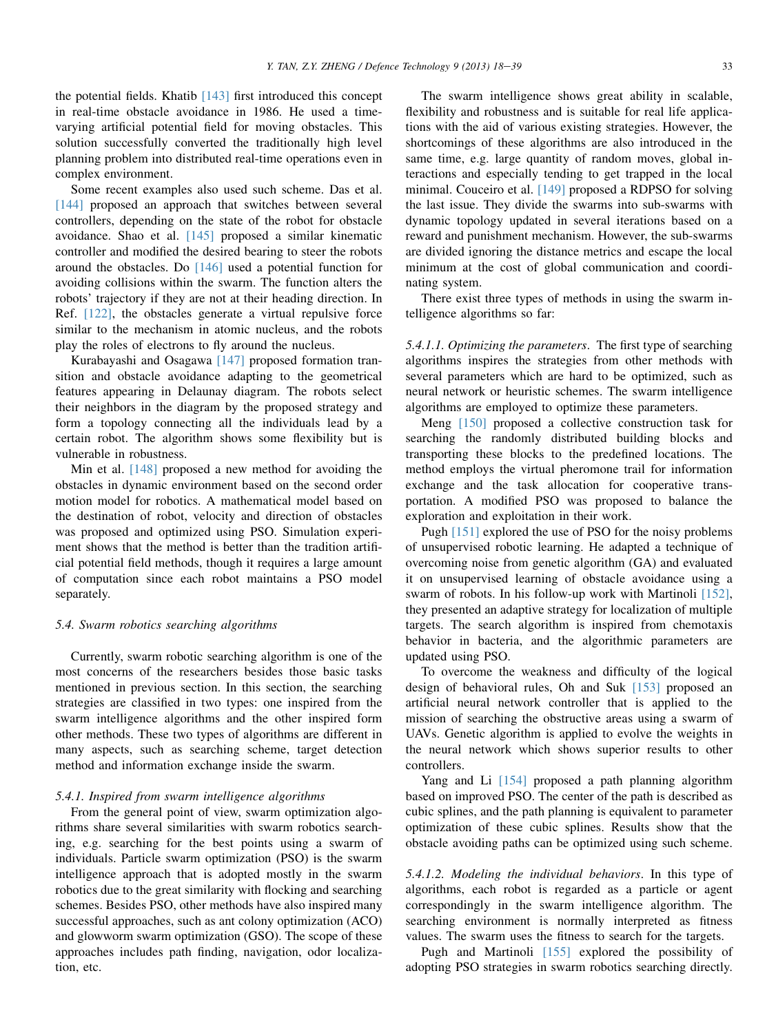the potential fields. Khatib [143] first introduced this concept in real-time obstacle avoidance in 1986. He used a time-varying artificial potential field for moving obstacles. This solution successfully converted the traditionally high level planning problem into distributed real-time operations even in complex environment.

Some recent examples also used such scheme. Das et al. [144] proposed an approach that switches between several controllers, depending on the state of the robot for obstacle avoidance. Shao et al. [145] proposed a similar kinematic controller and modified the desired bearing to steer the robots around the obstacles. Do [146] used a potential function for avoiding collisions within the swarm. The function alters the robots' trajectory if they are not at their heading direction. In Ref. [122], the obstacles generate a virtual repulsive force similar to the mechanism in atomic nucleus, and the robots play the roles of electrons to fly around the nucleus.

Kurabayashi and Osagawa [147] proposed formation transition and obstacle avoidance adapting to the geometrical features appearing in Delaunay diagram. The robots select their neighbors in the diagram by the proposed strategy and form a topology connecting all the individuals lead by a certain robot. The algorithm shows some flexibility but is vulnerable in robustness.

Min et al. [148] proposed a new method for avoiding the obstacles in dynamic environment based on the second order motion model for robotics. A mathematical model based on the destination of robot, velocity and direction of obstacles was proposed and optimized using PSO. Simulation experiment shows that the method is better than the tradition artificial potential field methods, though it requires a large amount of computation since each robot maintains a PSO model separately.

### 5.4. Swarm robotics searching algorithms

Currently, swarm robotic searching algorithm is one of the most concerns of the researchers besides those basic tasks mentioned in previous section. In this section, the searching strategies are classified in two types: one inspired from the swarm intelligence algorithms and the other inspired form other methods. These two types of algorithms are different in many aspects, such as searching scheme, target detection method and information exchange inside the swarm.

#### 5.4.1. Inspired from swarm intelligence algorithms

From the general point of view, swarm optimization algorithms share several similarities with swarm robotics searching, e.g. searching for the best points using a swarm of individuals. Particle swarm optimization (PSO) is the swarm intelligence approach that is adopted mostly in the swarm robotics due to the great similarity with flocking and searching schemes. Besides PSO, other methods have also inspired many successful approaches, such as ant colony optimization (ACO) and glowworm swarm optimization (GSO). The scope of these approaches includes path finding, navigation, odor localization, etc.

The swarm intelligence shows great ability in scalable, flexibility and robustness and is suitable for real life applications with the aid of various existing strategies. However, the shortcomings of these algorithms are also introduced in the same time, e.g. large quantity of random moves, global interactions and especially tending to get trapped in the local minimal. Couceiro et al. [149] proposed a RDPSO for solving the last issue. They divide the swarms into sub-swarms with dynamic topology updated in several iterations based on a reward and punishment mechanism. However, the sub-swarms are divided ignoring the distance metrics and escape the local minimum at the cost of global communication and coordinating system.

There exist three types of methods in using the swarm intelligence algorithms so far:

*5.4.1.1. Optimizing the parameters*. The first type of searching algorithms inspires the strategies from other methods with several parameters which are hard to be optimized, such as neural network or heuristic schemes. The swarm intelligence algorithms are employed to optimize these parameters.

Meng [150] proposed a collective construction task for searching the randomly distributed building blocks and transporting these blocks to the predefined locations. The method employs the virtual pheromone trail for information exchange and the task allocation for cooperative transportation. A modified PSO was proposed to balance the exploration and exploitation in their work.

Pugh [151] explored the use of PSO for the noisy problems of unsupervised robotic learning. He adapted a technique of overcoming noise from genetic algorithm (GA) and evaluated it on unsupervised learning of obstacle avoidance using a swarm of robots. In his follow-up work with Martinoli [152], they presented an adaptive strategy for localization of multiple targets. The search algorithm is inspired from chemotaxis behavior in bacteria, and the algorithmic parameters are updated using PSO.

To overcome the weakness and difficulty of the logical design of behavioral rules, Oh and Suk [153] proposed an artificial neural network controller that is applied to the mission of searching the obstructive areas using a swarm of UAVs. Genetic algorithm is applied to evolve the weights in the neural network which shows superior results to other controllers.

Yang and Li [154] proposed a path planning algorithm based on improved PSO. The center of the path is described as cubic splines, and the path planning is equivalent to parameter optimization of these cubic splines. Results show that the obstacle avoiding paths can be optimized using such scheme.

*5.4.1.2. Modeling the individual behaviors*. In this type of algorithms, each robot is regarded as a particle or agent correspondingly in the swarm intelligence algorithm. The searching environment is normally interpreted as fitness values. The swarm uses the fitness to search for the targets.

Pugh and Martinoli [155] explored the possibility of adopting PSO strategies in swarm robotics searching directly.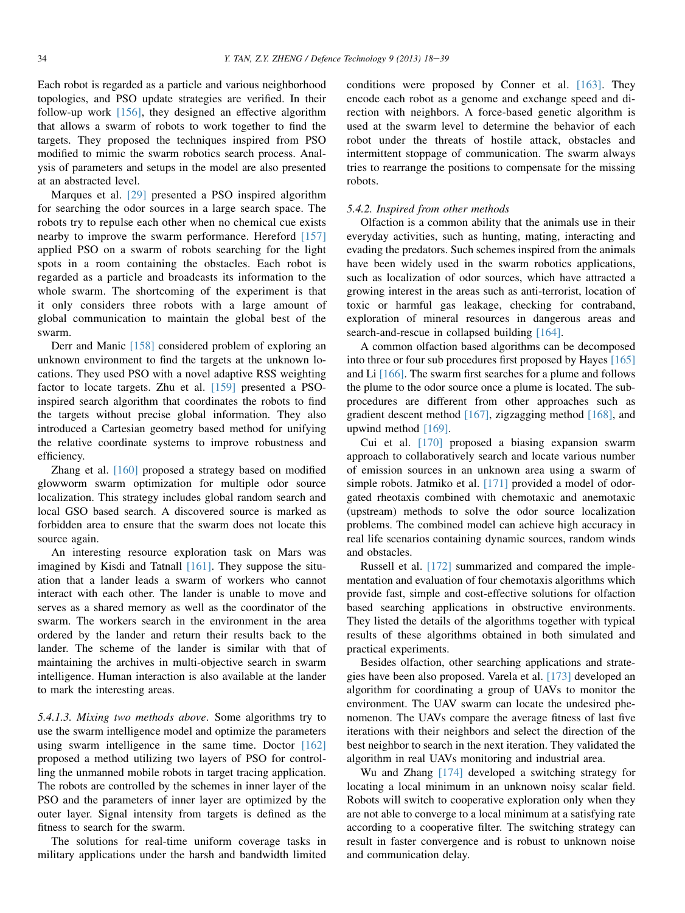Each robot is regarded as a particle and various neighborhood topologies, and PSO update strategies are verified. In their follow-up work [156], they designed an effective algorithm that allows a swarm of robots to work together to find the targets. They proposed the techniques inspired from PSO modified to mimic the swarm robotics search process. Analysis of parameters and setups in the model are also presented at an abstracted level.

Marques et al. [29] presented a PSO inspired algorithm for searching the odor sources in a large search space. The robots try to repulse each other when no chemical cue exists nearby to improve the swarm performance. Hereford [157] applied PSO on a swarm of robots searching for the light spots in a room containing the obstacles. Each robot is regarded as a particle and broadcasts its information to the whole swarm. The shortcoming of the experiment is that it only considers three robots with a large amount of global communication to maintain the global best of the swarm.

Derr and Manic [158] considered problem of exploring an unknown environment to find the targets at the unknown locations. They used PSO with a novel adaptive RSS weighting factor to locate targets. Zhu et al. [159] presented a PSO-inspired search algorithm that coordinates the robots to find the targets without precise global information. They also introduced a Cartesian geometry based method for unifying the relative coordinate systems to improve robustness and efficiency.

Zhang et al. [160] proposed a strategy based on modified glowworm swarm optimization for multiple odor source localization. This strategy includes global random search and local GSO based search. A discovered source is marked as forbidden area to ensure that the swarm does not locate this source again.

An interesting resource exploration task on Mars was imagined by Kisdi and Tatnall [161]. They suppose the situation that a lander leads a swarm of workers who cannot interact with each other. The lander is unable to move and serves as a shared memory as well as the coordinator of the swarm. The workers search in the environment in the area ordered by the lander and return their results back to the lander. The scheme of the lander is similar with that of maintaining the archives in multi-objective search in swarm intelligence. Human interaction is also available at the lander to mark the interesting areas.

*5.4.1.3. Mixing two methods above*. Some algorithms try to use the swarm intelligence model and optimize the parameters using swarm intelligence in the same time. Doctor [162] proposed a method utilizing two layers of PSO for controlling the unmanned mobile robots in target tracing application. The robots are controlled by the schemes in inner layer of the PSO and the parameters of inner layer are optimized by the outer layer. Signal intensity from targets is defined as the fitness to search for the swarm.

The solutions for real-time uniform coverage tasks in military applications under the harsh and bandwidth limited conditions were proposed by Conner et al. [163]. They encode each robot as a genome and exchange speed and direction with neighbors. A force-based genetic algorithm is used at the swarm level to determine the behavior of each robot under the threats of hostile attack, obstacles and intermittent stoppage of communication. The swarm always tries to rearrange the positions to compensate for the missing robots.

#### *5.4.2. Inspired from other methods*

Olfaction is a common ability that the animals use in their everyday activities, such as hunting, mating, interacting and evading the predators. Such schemes inspired from the animals have been widely used in the swarm robotics applications, such as localization of odor sources, which have attracted a growing interest in the areas such as anti-terrorist, location of toxic or harmful gas leakage, checking for contraband, exploration of mineral resources in dangerous areas and search-and-rescue in collapsed building [164].

A common olfaction based algorithms can be decomposed into three or four sub procedures first proposed by Hayes [165] and Li [166]. The swarm first searches for a plume and follows the plume to the odor source once a plume is located. The sub-procedures are different from other approaches such as gradient descent method [167], zigzagging method [168], and upwind method [169].

Cui et al. [170] proposed a biasing expansion swarm approach to collaboratively search and locate various number of emission sources in an unknown area using a swarm of simple robots. Jatmiko et al. [171] provided a model of odor-gated rheotaxis combined with chemotaxic and anemotaxic (upstream) methods to solve the odor source localization problems. The combined model can achieve high accuracy in real life scenarios containing dynamic sources, random winds and obstacles.

Russell et al. [172] summarized and compared the implementation and evaluation of four chemotaxis algorithms which provide fast, simple and cost-effective solutions for olfaction based searching applications in obstructive environments. They listed the details of the algorithms together with typical results of these algorithms obtained in both simulated and practical experiments.

Besides olfaction, other searching applications and strategies have been also proposed. Varela et al. [173] developed an algorithm for coordinating a group of UAVs to monitor the environment. The UAV swarm can locate the undesired phenomenon. The UAVs compare the average fitness of last five iterations with their neighbors and select the direction of the best neighbor to search in the next iteration. They validated the algorithm in real UAVs monitoring and industrial area.

Wu and Zhang [174] developed a switching strategy for locating a local minimum in an unknown noisy scalar field. Robots will switch to cooperative exploration only when they are not able to converge to a local minimum at a satisfying rate according to a cooperative filter. The switching strategy can result in faster convergence and is robust to unknown noise and communication delay.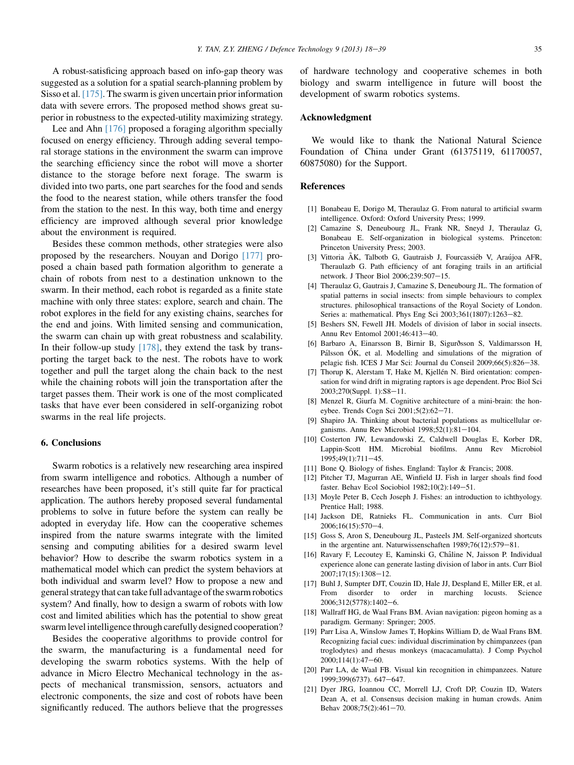A robust-satisficing approach based on info-gap theory was suggested as a solution for a spatial search-planning problem by Sisso et al. [175]. The swarm is given uncertain prior information data with severe errors. The proposed method shows great superior in robustness to the expected-utility maximizing strategy.

Lee and Ahn [176] proposed a foraging algorithm specially focused on energy efficiency. Through adding several temporal storage stations in the environment the swarm can improve the searching efficiency since the robot will move a shorter distance to the storage before next forage. The swarm is divided into two parts, one part searches for the food and sends the food to the nearest station, while others transfer the food from the station to the nest. In this way, both time and energy efficiency are improved although several prior knowledge about the environment is required.

Besides these common methods, other strategies were also proposed by the researchers. Nouyan and Dorigo [177] proposed a chain based path formation algorithm to generate a chain of robots from nest to a destination unknown to the swarm. In their method, each robot is regarded as a finite state machine with only three states: explore, search and chain. The robot explores in the field for any existing chains, searches for the end and joins. With limited sensing and communication, the swarm can chain up with great robustness and scalability. In their follow-up study [178], they extend the task by transporting the target back to the nest. The robots have to work together and pull the target along the chain back to the nest while the chaining robots will join the transportation after the target passes them. Their work is one of the most complicated tasks that have ever been considered in self-organizing robot swarms in the real life projects.

## 6. Conclusions

Swarm robotics is a relatively new researching area inspired from swarm intelligence and robotics. Although a number of researches have been proposed, it's still quite far for practical application. The authors hereby proposed several fundamental problems to solve in future before the system can really be adopted in everyday life. How can the cooperative schemes inspired from the nature swarms integrate with the limited sensing and computing abilities for a desired swarm level behavior? How to describe the swarm robotics system in a mathematical model which can predict the system behaviors at both individual and swarm level? How to propose a new and general strategy that can take full advantage of the swarm robotics system? And finally, how to design a swarm of robots with low cost and limited abilities which has the potential to show great swarm level intelligence through carefully designed cooperation?

Besides the cooperative algorithms to provide control for the swarm, the manufacturing is a fundamental need for developing the swarm robotics systems. With the help of advance in Micro Electro Mechanical technology in the aspects of mechanical transmission, sensors, actuators and electronic components, the size and cost of robots have been significantly reduced. The authors believe that the progresses of hardware technology and cooperative schemes in both biology and swarm intelligence in future will boost the development of swarm robotics systems.

## Acknowledgment

We would like to thank the National Natural Science Foundation of China under Grant (61375119, 61170057, 60875080) for the Support.

## References

[1] Bonabeau E, Dorigo M, Theraulaz G. From natural to artificial swarm intelligence. Oxford: Oxford University Press; 1999.

[2] Camazine S, Deneubourg JL, Frank NR, Sneyd J, Theraulaz G, Bonabeau E. Self-organization in biological systems. Princeton: Princeton University Press; 2003.

[3] Vittoria ÃK, Talbotb G, Gautraisb J, Fourcassiéb V, Araújoa AFR, Theraulazb G. Path efficiency of ant foraging trails in an artificial network. J Theor Biol 2006;239:507–15.

[4] Theraulaz G, Gautrais J, Camazine S, Deneubourg JL. The formation of spatial patterns in social insects: from simple behaviours to complex structures. philosophical transactions of the Royal Society of London. Series a: mathematical. Phys Eng Sci 2003;361(1807):1263–82.

[5] Beshers SN, Fewell JH. Models of division of labor in social insects. Annu Rev Entomol 2001;46:413–40.

[6] Barbaro A, Einarsson B, Birnir B, Sigurðsson S, Valdimarsson H, Pálsson ÓK, et al. Modelling and simulations of the migration of pelagic fish. ICES J Mar Sci: Journal du Conseil 2009;66(5):826–38.

[7] Thorup K, Alerstam T, Hake M, Kjellén N. Bird orientation: compensation for wind drift in migrating raptors is age dependent. Proc Biol Sci 2003;270(Suppl. 1):S8–11.

[8] Menzel R, Giurfa M. Cognitive architecture of a mini-brain: the honeybee. Trends Cogn Sci 2001;5(2):62–71.

[9] Shapiro JA. Thinking about bacterial populations as multicellular organisms. Annu Rev Microbiol 1998;52(1):81–104.

[10] Costerton JW, Lewandowski Z, Caldwell Douglas E, Korber DR, Lappin-Scott HM. Microbial biofilms. Annu Rev Microbiol 1995;49(1):711–45.

[11] Bone Q. Biology of fishes. England: Taylor & Francis; 2008.

[12] Pitcher TJ, Magurran AE, Winfield IJ. Fish in larger shoals find food faster. Behav Ecol Sociobiol 1982;10(2):149–51.

[13] Moyle Peter B, Cech Joseph J. Fishes: an introduction to ichthyology. Prentice Hall; 1988.

[14] Jackson DE, Ratnieks FL. Communication in ants. Curr Biol 2006;16(15):570–4.

[15] Goss S, Aron S, Deneubourg JL, Pasteels JM. Self-organized shortcuts in the argentine ant. Naturwissenschaften 1989;76(12):579–81.

[16] Ravary F, Lecoutey E, Kaminski G, Châline N, Jaisson P. Individual experience alone can generate lasting division of labor in ants. Curr Biol 2007;17(15):1308–12.

[17] Buhl J, Sumpter DJT, Couzin ID, Hale JJ, Despland E, Miller ER, et al. From disorder to order in marching locusts. Science 2006;312(5778):1402–6.

[18] Wallraff HG, de Waal Frans BM. Avian navigation: pigeon homing as a paradigm. Germany: Springer; 2005.

[19] Parr Lisa A, Winslow James T, Hopkins William D, de Waal Frans BM. Recognizing facial cues: individual discrimination by chimpanzees (pan troglodytes) and rhesus monkeys (macacamulatta). J Comp Psychol 2000;114(1):47–60.

[20] Parr LA, de Waal FB. Visual kin recognition in chimpanzees. Nature 1999;399(6737). 647–647.

[21] Dyer JRG, Ioannou CC, Morrell LJ, Croft DP, Couzin ID, Waters Dean A, et al. Consensus decision making in human crowds. Anim Behav 2008;75(2):461–70.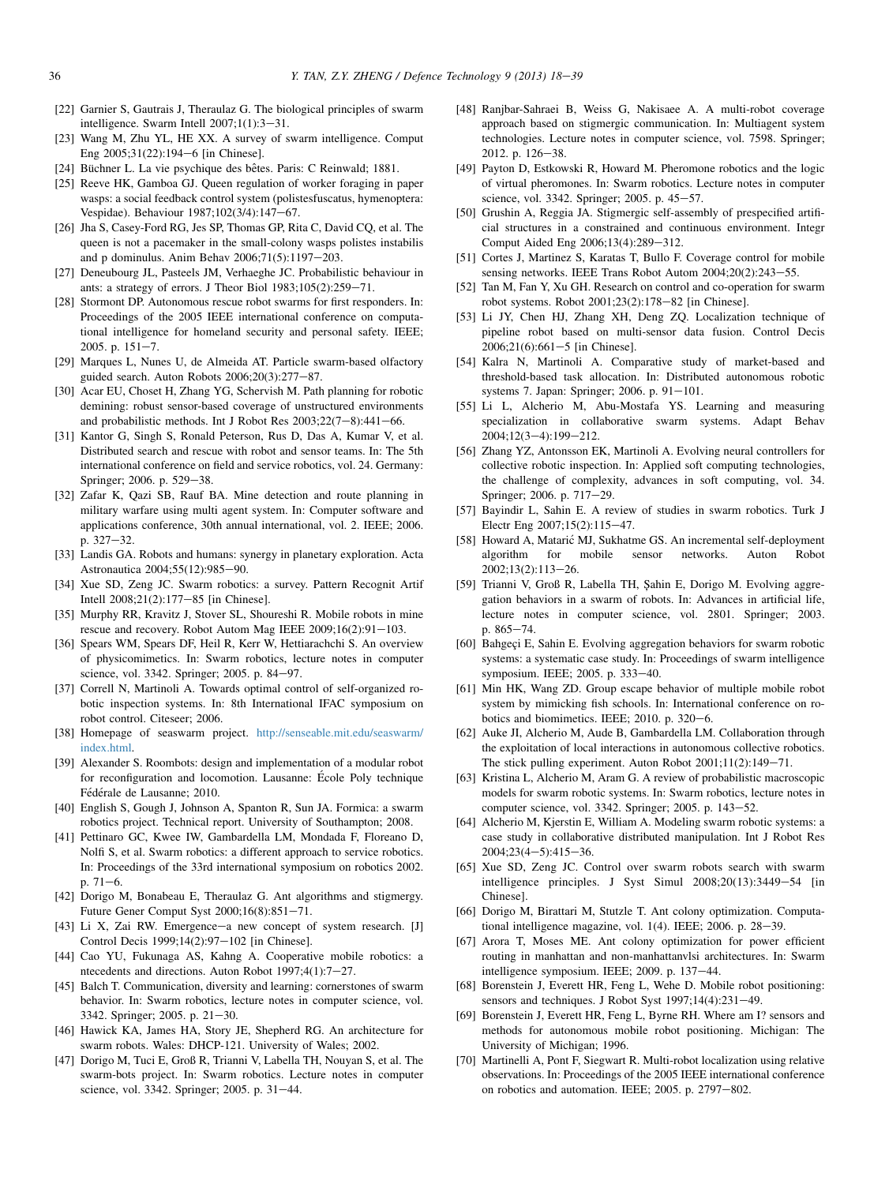[22] Garnier S, Gautrais J, Theraulaz G. The biological principles of swarm intelligence. Swarm Intell 2007;1(1):3−31.

[23] Wang M, Zhu YL, HE XX. A survey of swarm intelligence. Comput Eng 2005;31(22):194−6 [in Chinese].

[24] Büchner L. La vie psychique des bêtes. Paris: C Reinwald; 1881.

[25] Reeve HK, Gamboa GJ. Queen regulation of worker foraging in paper wasps: a social feedback control system (polistesfuscatus, hymenoptera: Vespidae). Behaviour 1987;102(3/4):147−67.

[26] Jha S, Casey-Ford RG, Jes SP, Thomas GP, Rita C, David CQ, et al. The queen is not a pacemaker in the small-colony wasps polistes instabilis and p dominulus. Anim Behav 2006;71(5):1197−203.

[27] Deneubourg JL, Pasteels JM, Verhaeghe JC. Probabilistic behaviour in ants: a strategy of errors. J Theor Biol 1983;105(2):259−71.

[28] Stormont DP. Autonomous rescue robot swarms for first responders. In: Proceedings of the 2005 IEEE international conference on computational intelligence for homeland security and personal safety. IEEE; 2005. p. 151−7.

[29] Marques L, Nunes U, de Almeida AT. Particle swarm-based olfactory guided search. Auton Robots 2006;20(3):277−87.

[30] Acar EU, Choset H, Zhang YG, Schervish M. Path planning for robotic demining: robust sensor-based coverage of unstructured environments and probabilistic methods. Int J Robot Res 2003;22(7−8):441−66.

[31] Kantor G, Singh S, Ronald Peterson, Rus D, Das A, Kumar V, et al. Distributed search and rescue with robot and sensor teams. In: The 5th international conference on field and service robotics, vol. 24. Germany: Springer; 2006. p. 529−38.

[32] Zafar K, Qazi SB, Rauf BA. Mine detection and route planning in military warfare using multi agent system. In: Computer software and applications conference, 30th annual international, vol. 2. IEEE; 2006. p. 327−32.

[33] Landis GA. Robots and humans: synergy in planetary exploration. Acta Astronautica 2004;55(12):985−90.

[34] Xue SD, Zeng JC. Swarm robotics: a survey. Pattern Recognit Artif Intell 2008;21(2):177−85 [in Chinese].

[35] Murphy RR, Kravitz J, Stover SL, Shoureshi R. Mobile robots in mine rescue and recovery. Robot Autom Mag IEEE 2009;16(2):91−103.

[36] Spears WM, Spears DF, Heil R, Kerr W, Hettiarachchi S. An overview of physicomimetics. In: Swarm robotics, lecture notes in computer science, vol. 3342. Springer; 2005. p. 84−97.

[37] Correll N, Martinoli A. Towards optimal control of self-organized robotic inspection systems. In: 8th International IFAC symposium on robot control. Citeseer; 2006.

[38] Homepage of seaswarm project. http://senseable.mit.edu/seaswarm/index.html.

[39] Alexander S. Roombots: design and implementation of a modular robot for reconfiguration and locomotion. Lausanne: École Poly technique Fédérale de Lausanne; 2010.

[40] English S, Gough J, Johnson A, Spanton R, Sun JA. Formica: a swarm robotics project. Technical report. University of Southampton; 2008.

[41] Pettinaro GC, Kwee IW, Gambardella LM, Mondada F, Floreano D, Nolfi S, et al. Swarm robotics: a different approach to service robotics. In: Proceedings of the 33rd international symposium on robotics 2002. p. 71−6.

[42] Dorigo M, Bonabeau E, Theraulaz G. Ant algorithms and stigmergy. Future Gener Comput Syst 2000;16(8):851−71.

[43] Li X, Zai RW. Emergence−a new concept of system research. [J] Control Decis 1999;14(2):97−102 [in Chinese].

[44] Cao YU, Fukunaga AS, Kahng A. Cooperative mobile robotics: a ntecedents and directions. Auton Robot 1997;4(1):7−27.

[45] Balch T. Communication, diversity and learning: cornerstones of swarm behavior. In: Swarm robotics, lecture notes in computer science, vol. 3342. Springer; 2005. p. 21−30.

[46] Hawick KA, James HA, Story JE, Shepherd RG. An architecture for swarm robots. Wales: DHCP-121. University of Wales; 2002.

[47] Dorigo M, Tuci E, Groß R, Trianni V, Labella TH, Nouyan S, et al. The swarm-bots project. In: Swarm robotics. Lecture notes in computer science, vol. 3342. Springer; 2005. p. 31−44.

[48] Ranjbar-Sahraei B, Weiss G, Nakisaee A. A multi-robot coverage approach based on stigmergic communication. In: Multiagent system technologies. Lecture notes in computer science, vol. 7598. Springer; 2012. p. 126−38.

[49] Payton D, Estkowski R, Howard M. Pheromone robotics and the logic of virtual pheromones. In: Swarm robotics. Lecture notes in computer science, vol. 3342. Springer; 2005. p. 45−57.

[50] Grushin A, Reggia JA. Stigmergic self-assembly of prespecified artificial structures in a constrained and continuous environment. Integr Comput Aided Eng 2006;13(4):289−312.

[51] Cortes J, Martinez S, Karatas T, Bullo F. Coverage control for mobile sensing networks. IEEE Trans Robot Autom 2004;20(2):243−55.

[52] Tan M, Fan Y, Xu GH. Research on control and co-operation for swarm robot systems. Robot 2001;23(2):178−82 [in Chinese].

[53] Li JY, Chen HJ, Zhang XH, Deng ZQ. Localization technique of pipeline robot based on multi-sensor data fusion. Control Decis 2006;21(6):661−5 [in Chinese].

[54] Kalra N, Martinoli A. Comparative study of market-based and threshold-based task allocation. In: Distributed autonomous robotic systems 7. Japan: Springer; 2006. p. 91−101.

[55] Li L, Alcherio M, Abu-Mostafa YS. Learning and measuring specialization in collaborative swarm systems. Adapt Behav 2004;12(3−4):199−212.

[56] Zhang YZ, Antonsson EK, Martinoli A. Evolving neural controllers for collective robotic inspection. In: Applied soft computing technologies, the challenge of complexity, advances in soft computing, vol. 34. Springer; 2006. p. 717−29.

[57] Bayindir L, Sahin E. A review of studies in swarm robotics. Turk J Electr Eng 2007;15(2):115−47.

[58] Howard A, Matarić MJ, Sukhatme GS. An incremental self-deployment algorithm for mobile sensor networks. Auton Robot 2002;13(2):113−26.

[59] Trianni V, Groß R, Labella TH, Şahin E, Dorigo M. Evolving aggregation behaviors in a swarm of robots. In: Advances in artificial life, lecture notes in computer science, vol. 2801. Springer; 2003. p. 865−74.

[60] Bahgeçi E, Sahin E. Evolving aggregation behaviors for swarm robotic systems: a systematic case study. In: Proceedings of swarm intelligence symposium. IEEE; 2005. p. 333−40.

[61] Min HK, Wang ZD. Group escape behavior of multiple mobile robot system by mimicking fish schools. In: International conference on robotics and biomimetics. IEEE; 2010. p. 320−6.

[62] Auke JI, Alcherio M, Aude B, Gambardella LM. Collaboration through the exploitation of local interactions in autonomous collective robotics. The stick pulling experiment. Auton Robot 2001;11(2):149−71.

[63] Kristina L, Alcherio M, Aram G. A review of probabilistic macroscopic models for swarm robotic systems. In: Swarm robotics, lecture notes in computer science, vol. 3342. Springer; 2005. p. 143−52.

[64] Alcherio M, Kjerstin E, William A. Modeling swarm robotic systems: a case study in collaborative distributed manipulation. Int J Robot Res 2004;23(4−5):415−36.

[65] Xue SD, Zeng JC. Control over swarm robots search with swarm intelligence principles. J Syst Simul 2008;20(13):3449−54 [in Chinese].

[66] Dorigo M, Birattari M, Stutzle T. Ant colony optimization. Computational intelligence magazine, vol. 1(4). IEEE; 2006. p. 28−39.

[67] Arora T, Moses ME. Ant colony optimization for power efficient routing in manhattan and non-manhattanvlsi architectures. In: Swarm intelligence symposium. IEEE; 2009. p. 137−44.

[68] Borenstein J, Everett HR, Feng L, Wehe D. Mobile robot positioning: sensors and techniques. J Robot Syst 1997;14(4):231−49.

[69] Borenstein J, Everett HR, Feng L, Byrne RH. Where am I? sensors and methods for autonomous mobile robot positioning. Michigan: The University of Michigan; 1996.

[70] Martinelli A, Pont F, Siegwart R. Multi-robot localization using relative observations. In: Proceedings of the 2005 IEEE international conference on robotics and automation. IEEE; 2005. p. 2797−802.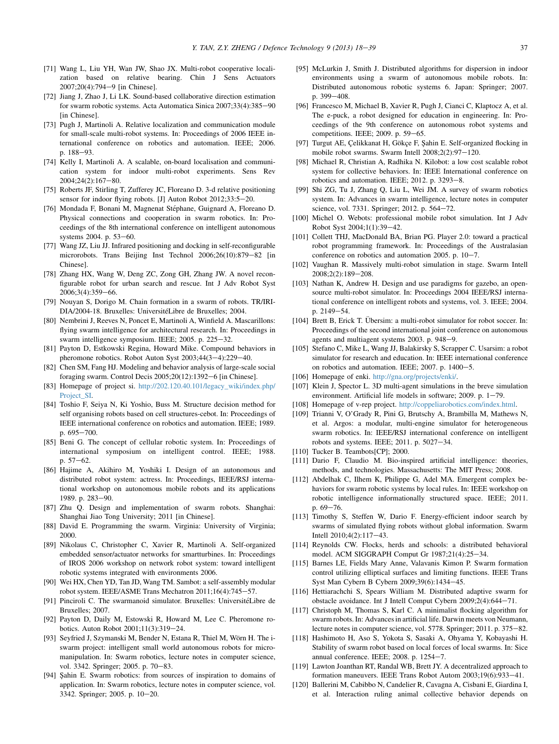[71] Wang L, Liu YH, Wan JW, Shao JX. Multi-robot cooperative localization based on relative bearing. Chin J Sens Actuators 2007;20(4):794−9 [in Chinese].

[72] Jiang J, Zhao J, Li LK. Sound-based collaborative direction estimation for swarm robotic systems. Acta Automatica Sinica 2007;33(4):385−90 [in Chinese].

[73] Pugh J, Martinoli A. Relative localization and communication module for small-scale multi-robot systems. In: Proceedings of 2006 IEEE international conference on robotics and automation. IEEE; 2006. p. 188−93.

[74] Kelly I, Martinoli A. A scalable, on-board localisation and communication system for indoor multi-robot experiments. Sens Rev 2004;24(2):167−80.

[75] Roberts JF, Stirling T, Zufferey JC, Floreano D. 3-d relative positioning sensor for indoor flying robots. [J] Auton Robot 2012;33:5−20.

[76] Mondada F, Bonani M, Magnenat Stéphane, Guignard A, Floreano D. Physical connections and cooperation in swarm robotics. In: Proceedings of the 8th international conference on intelligent autonomous systems 2004. p. 53−60.

[77] Wang JZ, Liu JJ. Infrared positioning and docking in self-reconfigurable microrobots. Trans Beijing Inst Technol 2006;26(10):879−82 [in Chinese].

[78] Zhang HX, Wang W, Deng ZC, Zong GH, Zhang JW. A novel reconfigurable robot for urban search and rescue. Int J Adv Robot Syst 2006;3(4):359−66.

[79] Nouyan S, Dorigo M. Chain formation in a swarm of robots. TR/IRIDIA/2004-18. Bruxelles: UniversitéLibre de Bruxelles; 2004.

[80] Nembrini J, Reeves N, Poncet E, Martinoli A, Winfield A. Mascarillons: flying swarm intelligence for architectural research. In: Proceedings in swarm intelligence symposium. IEEE; 2005. p. 225−32.

[81] Payton D, Estkowski Regina, Howard Mike. Compound behaviors in pheromone robotics. Robot Auton Syst 2003;44(3−4):229−40.

[82] Chen SM, Fang HJ. Modeling and behavior analysis of large-scale social foraging swarm. Control Decis 2005;20(12):1392−6 [in Chinese].

[83] Homepage of project si. http://202.120.40.101/legacy_wiki/index.php/Project_SI.

[84] Toshio F, Seiya N, Ki Yoshio, Buss M. Structure decision method for self organising robots based on cell structures-cebot. In: Proceedings of IEEE international conference on robotics and automation. IEEE; 1989. p. 695−700.

[85] Beni G. The concept of cellular robotic system. In: Proceedings of international symposium on intelligent control. IEEE; 1988. p. 57−62.

[86] Hajime A, Akihiro M, Yoshiki I. Design of an autonomous and distributed robot system: actress. In: Proceedings, IEEE/RSJ international workshop on autonomous mobile robots and its applications 1989. p. 283−90.

[87] Zhu Q. Design and implementation of swarm robots. Shanghai: Shanghai Jiao Tong University; 2011 [in Chinese].

[88] David E. Programming the swarm. Virginia: University of Virginia; 2000.

[89] Nikolaus C, Christopher C, Xavier R, Martinoli A. Self-organized embedded sensor/actuator networks for smartturbines. In: Proceedings of IROS 2006 workshop on network robot system: toward intelligent robotic systems integrated with environments 2006.

[90] Wei HX, Chen YD, Tan JD, Wang TM. Sambot: a self-assembly modular robot system. IEEE/ASME Trans Mechatron 2011;16(4):745−57.

[91] Pinciroli C. The swarmanoid simulator. Bruxelles: UniversitéLibre de Bruxelles; 2007.

[92] Payton D, Daily M, Estowski R, Howard M, Lee C. Pheromone robotics. Auton Robot 2001;11(3):319−24.

[93] Seyfried J, Szymanski M, Bender N, Estana R, Thiel M, Wörn H. The i-swarm project: intelligent small world autonomous robots for micro-manipulation. In: Swarm robotics, lecture notes in computer science, vol. 3342. Springer; 2005. p. 70−83.

[94] Şahin E. Swarm robotics: from sources of inspiration to domains of application. In: Swarm robotics, lecture notes in computer science, vol. 3342. Springer; 2005. p. 10−20.

[95] McLurkin J, Smith J. Distributed algorithms for dispersion in indoor environments using a swarm of autonomous mobile robots. In: Distributed autonomous robotic systems 6. Japan: Springer; 2007. p. 399−408.

[96] Francesco M, Michael B, Xavier R, Pugh J, Cianci C, Klaptocz A, et al. The e-puck, a robot designed for education in engineering. In: Proceedings of the 9th conference on autonomous robot systems and competitions. IEEE; 2009. p. 59−65.

[97] Turgut AE, Çelikkanat H, Gökçe F, Şahin E. Self-organized flocking in mobile robot swarms. Swarm Intell 2008;2(2):97−120.

[98] Michael R, Christian A, Radhika N. Kilobot: a low cost scalable robot system for collective behaviors. In: IEEE International conference on robotics and automation. IEEE; 2012. p. 3293−8.

[99] Shi ZG, Tu J, Zhang Q, Liu L, Wei JM. A survey of swarm robotics system. In: Advances in swarm intelligence, lecture notes in computer science, vol. 7331. Springer; 2012. p. 564−72.

[100] Michel O. Webots: professional mobile robot simulation. Int J Adv Robot Syst 2004;1(1):39−42.

[101] Collett THJ, MacDonald BA, Brian PG. Player 2.0: toward a practical robot programming framework. In: Proceedings of the Australasian conference on robotics and automation 2005. p. 10−7.

[102] Vaughan R. Massively multi-robot simulation in stage. Swarm Intell 2008;2(2):189−208.

[103] Nathan K, Andrew H. Design and use paradigms for gazebo, an open-source multi-robot simulator. In: Proceedings 2004 IEEE/RSJ international conference on intelligent robots and systems, vol. 3. IEEE; 2004. p. 2149−54.

[104] Brett B, Erick T. Übersim: a multi-robot simulator for robot soccer. In: Proceedings of the second international joint conference on autonomous agents and multiagent systems 2003. p. 948−9.

[105] Stefano C, Mike L, Wang JJ, Balakirsky S, Scrapper C. Usarsim: a robot simulator for research and education. In: IEEE international conference on robotics and automation. IEEE; 2007. p. 1400−5.

[106] Homepage of enki. http://gna.org/projects/enki/.

[107] Klein J, Spector L. 3D multi-agent simulations in the breve simulation environment. Artificial life models in software; 2009. p. 1−79.

[108] Homepage of v-rep project. http://coppeliarobotics.com/index.html.

[109] Trianni V, O'Grady R, Pini G, Brutschy A, Brambilla M, Mathews N, et al. Argos: a modular, multi-engine simulator for heterogeneous swarm robotics. In: IEEE/RSJ international conference on intelligent robots and systems. IEEE; 2011. p. 5027−34.

[110] Tucker B. Teambots[CP]; 2000.

[111] Dario F, Claudio M. Bio-inspired artificial intelligence: theories, methods, and technologies. Massachusetts: The MIT Press; 2008.

[112] Abdelhak C, Ilhem K, Philippe G, Adel MA. Emergent complex behaviors for swarm robotic systems by local rules. In: IEEE workshop on robotic intelligence informationally structured space. IEEE; 2011. p. 69−76.

[113] Timothy S, Steffen W, Dario F. Energy-efficient indoor search by swarms of simulated flying robots without global information. Swarm Intell 2010;4(2):117−43.

[114] Reynolds CW. Flocks, herds and schools: a distributed behavioral model. ACM SIGGRAPH Comput Gr 1987;21(4):25−34.

[115] Barnes LE, Fields Mary Anne, Valavanis Kimon P. Swarm formation control utilizing elliptical surfaces and limiting functions. IEEE Trans Syst Man Cybern B Cybern 2009;39(6):1434−45.

[116] Hettiarachchi S, Spears William M. Distributed adaptive swarm for obstacle avoidance. Int J Intell Comput Cybern 2009;2(4):644−71.

[117] Christoph M, Thomas S, Karl C. A minimalist flocking algorithm for swarm robots. In: Advances in artificial life. Darwin meets von Neumann, lecture notes in computer science, vol. 5778. Springer; 2011. p. 375−82.

[118] Hashimoto H, Aso S, Yokota S, Sasaki A, Ohyama Y, Kobayashi H. Stability of swarm robot based on local forces of local swarms. In: Sice annual conference. IEEE; 2008. p. 1254−7.

[119] Lawton Joanthan RT, Randal WB, Brett JY. A decentralized approach to formation maneuvers. IEEE Trans Robot Autom 2003;19(6):933−41.

[120] Ballerini M, Cabibbo N, Candelier R, Cavagna A, Cisbani E, Giardina I, et al. Interaction ruling animal collective behavior depends on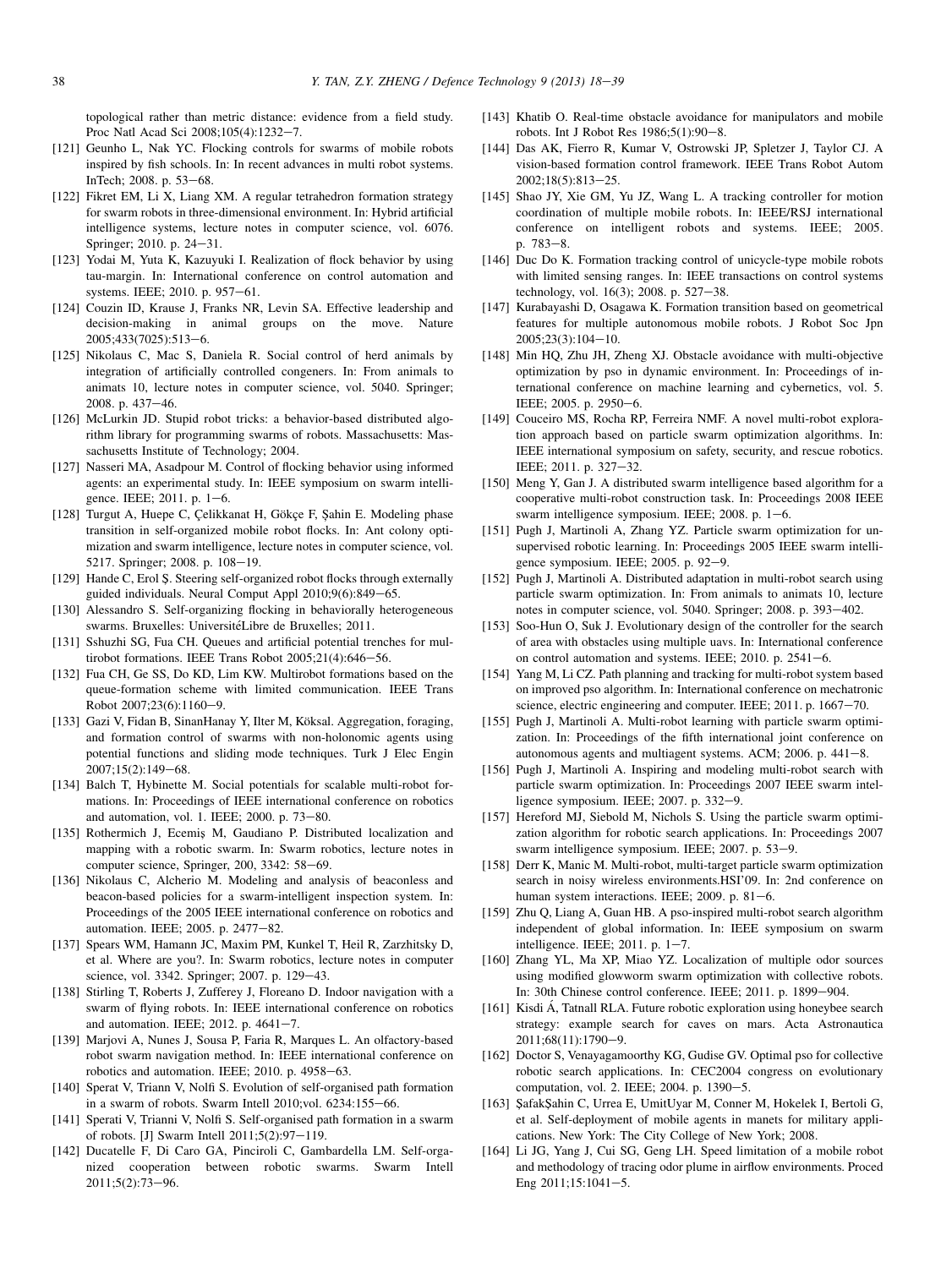topological rather than metric distance: evidence from a field study. Proc Natl Acad Sci 2008;105(4):1232−7.

[121] Geunho L, Nak YC. Flocking controls for swarms of mobile robots inspired by fish schools. In: In recent advances in multi robot systems. InTech; 2008. p. 53−68.

[122] Fikret EM, Li X, Liang XM. A regular tetrahedron formation strategy for swarm robots in three-dimensional environment. In: Hybrid artificial intelligence systems, lecture notes in computer science, vol. 6076. Springer; 2010. p. 24−31.

[123] Yodai M, Yuta K, Kazuyuki I. Realization of flock behavior by using tau-margin. In: International conference on control automation and systems. IEEE; 2010. p. 957−61.

[124] Couzin ID, Krause J, Franks NR, Levin SA. Effective leadership and decision-making in animal groups on the move. Nature 2005;433(7025):513−6.

[125] Nikolaus C, Mac S, Daniela R. Social control of herd animals by integration of artificially controlled congeners. In: From animals to animats 10, lecture notes in computer science, vol. 5040. Springer; 2008. p. 437−46.

[126] McLurkin JD. Stupid robot tricks: a behavior-based distributed algorithm library for programming swarms of robots. Massachusetts: Massachusetts Institute of Technology; 2004.

[127] Nasseri MA, Asadpour M. Control of flocking behavior using informed agents: an experimental study. In: IEEE symposium on swarm intelligence. IEEE; 2011. p. 1−6.

[128] Turgut A, Huepe C, Çelikkanat H, Gökçe F, Şahin E. Modeling phase transition in self-organized mobile robot flocks. In: Ant colony optimization and swarm intelligence, lecture notes in computer science, vol. 5217. Springer; 2008. p. 108−19.

[129] Hande C, Erol Ş. Steering self-organized robot flocks through externally guided individuals. Neural Comput Appl 2010;9(6):849−65.

[130] Alessandro S. Self-organizing flocking in behaviorally heterogeneous swarms. Bruxelles: UniversitéLibre de Bruxelles; 2011.

[131] Sshuzhi SG, Fua CH. Queues and artificial potential trenches for multirobot formations. IEEE Trans Robot 2005;21(4):646−56.

[132] Fua CH, Ge SS, Do KD, Lim KW. Multirobot formations based on the queue-formation scheme with limited communication. IEEE Trans Robot 2007;23(6):1160−9.

[133] Gazi V, Fidan B, SinanHanay Y, Ilter M, Köksal. Aggregation, foraging, and formation control of swarms with non-holonomic agents using potential functions and sliding mode techniques. Turk J Elec Engin 2007;15(2):149−68.

[134] Balch T, Hybinette M. Social potentials for scalable multi-robot formations. In: Proceedings of IEEE international conference on robotics and automation, vol. 1. IEEE; 2000. p. 73−80.

[135] Rothermich J, Ecemiş M, Gaudiano P. Distributed localization and mapping with a robotic swarm. In: Swarm robotics, lecture notes in computer science, Springer, 200, 3342: 58−69.

[136] Nikolaus C, Alcherio M. Modeling and analysis of beaconless and beacon-based policies for a swarm-intelligent inspection system. In: Proceedings of the 2005 IEEE international conference on robotics and automation. IEEE; 2005. p. 2477−82.

[137] Spears WM, Hamann JC, Maxim PM, Kunkel T, Heil R, Zarzhitsky D, et al. Where are you?. In: Swarm robotics, lecture notes in computer science, vol. 3342. Springer; 2007. p. 129−43.

[138] Stirling T, Roberts J, Zufferey J, Floreano D. Indoor navigation with a swarm of flying robots. In: IEEE international conference on robotics and automation. IEEE; 2012. p. 4641−7.

[139] Marjovi A, Nunes J, Sousa P, Faria R, Marques L. An olfactory-based robot swarm navigation method. In: IEEE international conference on robotics and automation. IEEE; 2010. p. 4958−63.

[140] Sperat V, Triann V, Nolfi S. Evolution of self-organised path formation in a swarm of robots. Swarm Intell 2010;vol. 6234:155−66.

[141] Sperati V, Trianni V, Nolfi S. Self-organised path formation in a swarm of robots. [J] Swarm Intell 2011;5(2):97−119.

[142] Ducatelle F, Di Caro GA, Pinciroli C, Gambardella LM. Self-organized cooperation between robotic swarms. Swarm Intell 2011;5(2):73−96.

[143] Khatib O. Real-time obstacle avoidance for manipulators and mobile robots. Int J Robot Res 1986;5(1):90−8.

[144] Das AK, Fierro R, Kumar V, Ostrowski JP, Spletzer J, Taylor CJ. A vision-based formation control framework. IEEE Trans Robot Autom 2002;18(5):813−25.

[145] Shao JY, Xie GM, Yu JZ, Wang L. A tracking controller for motion coordination of multiple mobile robots. In: IEEE/RSJ international conference on intelligent robots and systems. IEEE; 2005. p. 783−8.

[146] Duc Do K. Formation tracking control of unicycle-type mobile robots with limited sensing ranges. In: IEEE transactions on control systems technology, vol. 16(3); 2008. p. 527−38.

[147] Kurabayashi D, Osagawa K. Formation transition based on geometrical features for multiple autonomous mobile robots. J Robot Soc Jpn 2005;23(3):104−10.

[148] Min HQ, Zhu JH, Zheng XJ. Obstacle avoidance with multi-objective optimization by pso in dynamic environment. In: Proceedings of international conference on machine learning and cybernetics, vol. 5. IEEE; 2005. p. 2950−6.

[149] Couceiro MS, Rocha RP, Ferreira NMF. A novel multi-robot exploration approach based on particle swarm optimization algorithms. In: IEEE international symposium on safety, security, and rescue robotics. IEEE; 2011. p. 327−32.

[150] Meng Y, Gan J. A distributed swarm intelligence based algorithm for a cooperative multi-robot construction task. In: Proceedings 2008 IEEE swarm intelligence symposium. IEEE; 2008. p. 1−6.

[151] Pugh J, Martinoli A, Zhang YZ. Particle swarm optimization for unsupervised robotic learning. In: Proceedings 2005 IEEE swarm intelligence symposium. IEEE; 2005. p. 92−9.

[152] Pugh J, Martinoli A. Distributed adaptation in multi-robot search using particle swarm optimization. In: From animals to animats 10, lecture notes in computer science, vol. 5040. Springer; 2008. p. 393−402.

[153] Soo-Hun O, Suk J. Evolutionary design of the controller for the search of area with obstacles using multiple uavs. In: International conference on control automation and systems. IEEE; 2010. p. 2541−6.

[154] Yang M, Li CZ. Path planning and tracking for multi-robot system based on improved pso algorithm. In: International conference on mechatronic science, electric engineering and computer. IEEE; 2011. p. 1667−70.

[155] Pugh J, Martinoli A. Multi-robot learning with particle swarm optimization. In: Proceedings of the fifth international joint conference on autonomous agents and multiagent systems. ACM; 2006. p. 441−8.

[156] Pugh J, Martinoli A. Inspiring and modeling multi-robot search with particle swarm optimization. In: Proceedings 2007 IEEE swarm intelligence symposium. IEEE; 2007. p. 332−9.

[157] Hereford MJ, Siebold M, Nichols S. Using the particle swarm optimization algorithm for robotic search applications. In: Proceedings 2007 swarm intelligence symposium. IEEE; 2007. p. 53−9.

[158] Derr K, Manic M. Multi-robot, multi-target particle swarm optimization search in noisy wireless environments.HSI'09. In: 2nd conference on human system interactions. IEEE; 2009. p. 81−6.

[159] Zhu Q, Liang A, Guan HB. A pso-inspired multi-robot search algorithm independent of global information. In: IEEE symposium on swarm intelligence. IEEE; 2011. p. 1−7.

[160] Zhang YL, Ma XP, Miao YZ. Localization of multiple odor sources using modified glowworm swarm optimization with collective robots. In: 30th Chinese control conference. IEEE; 2011. p. 1899−904.

[161] Kisdi Á, Tatnall RLA. Future robotic exploration using honeybee search strategy: example search for caves on mars. Acta Astronautica 2011;68(11):1790−9.

[162] Doctor S, Venayagamoorthy KG, Gudise GV. Optimal pso for collective robotic search applications. In: CEC2004 congress on evolutionary computation, vol. 2. IEEE; 2004. p. 1390−5.

[163] ŞafakŞahin C, Urrea E, UmitUyar M, Conner M, Hokelek I, Bertoli G, et al. Self-deployment of mobile agents in manets for military applications. New York: The City College of New York; 2008.

[164] Li JG, Yang J, Cui SG, Geng LH. Speed limitation of a mobile robot and methodology of tracing odor plume in airflow environments. Proced Eng 2011;15:1041−5.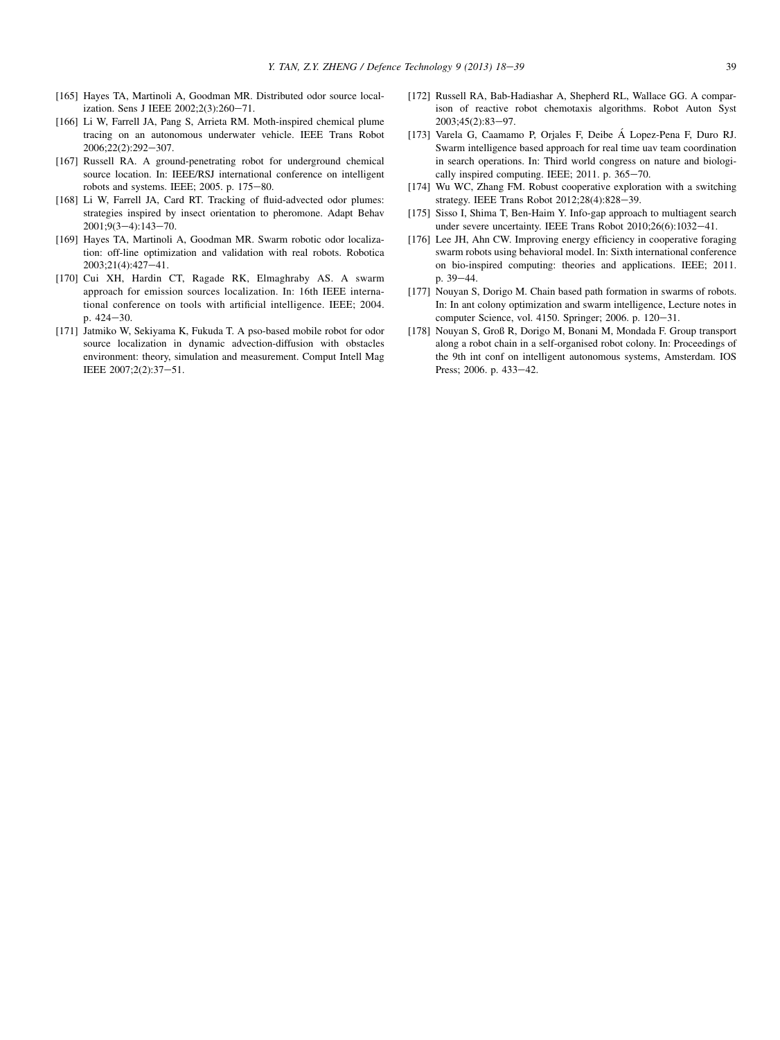[165] Hayes TA, Martinoli A, Goodman MR. Distributed odor source localization. Sens J IEEE 2002;2(3):260–71.

[166] Li W, Farrell JA, Pang S, Arrieta RM. Moth-inspired chemical plume tracing on an autonomous underwater vehicle. IEEE Trans Robot 2006;22(2):292–307.

[167] Russell RA. A ground-penetrating robot for underground chemical source location. In: IEEE/RSJ international conference on intelligent robots and systems. IEEE; 2005. p. 175–80.

[168] Li W, Farrell JA, Card RT. Tracking of fluid-advected odor plumes: strategies inspired by insect orientation to pheromone. Adapt Behav 2001;9(3–4):143–70.

[169] Hayes TA, Martinoli A, Goodman MR. Swarm robotic odor localization: off-line optimization and validation with real robots. Robotica 2003;21(4):427–41.

[170] Cui XH, Hardin CT, Ragade RK, Elmaghraby AS. A swarm approach for emission sources localization. In: 16th IEEE international conference on tools with artificial intelligence. IEEE; 2004. p. 424–30.

[171] Jatmiko W, Sekiyama K, Fukuda T. A pso-based mobile robot for odor source localization in dynamic advection-diffusion with obstacles environment: theory, simulation and measurement. Comput Intell Mag IEEE 2007;2(2):37–51.

[172] Russell RA, Bab-Hadiashar A, Shepherd RL, Wallace GG. A comparison of reactive robot chemotaxis algorithms. Robot Auton Syst 2003;45(2):83–97.

[173] Varela G, Caamamo P, Orjales F, Deibe Á Lopez-Pena F, Duro RJ. Swarm intelligence based approach for real time uav team coordination in search operations. In: Third world congress on nature and biologically inspired computing. IEEE; 2011. p. 365–70.

[174] Wu WC, Zhang FM. Robust cooperative exploration with a switching strategy. IEEE Trans Robot 2012;28(4):828–39.

[175] Sisso I, Shima T, Ben-Haim Y. Info-gap approach to multiagent search under severe uncertainty. IEEE Trans Robot 2010;26(6):1032–41.

[176] Lee JH, Ahn CW. Improving energy efficiency in cooperative foraging swarm robots using behavioral model. In: Sixth international conference on bio-inspired computing: theories and applications. IEEE; 2011. p. 39–44.

[177] Nouyan S, Dorigo M. Chain based path formation in swarms of robots. In: In ant colony optimization and swarm intelligence, Lecture notes in computer Science, vol. 4150. Springer; 2006. p. 120–31.

[178] Nouyan S, Groß R, Dorigo M, Bonani M, Mondada F. Group transport along a robot chain in a self-organised robot colony. In: Proceedings of the 9th int conf on intelligent autonomous systems, Amsterdam. IOS Press; 2006. p. 433–42.